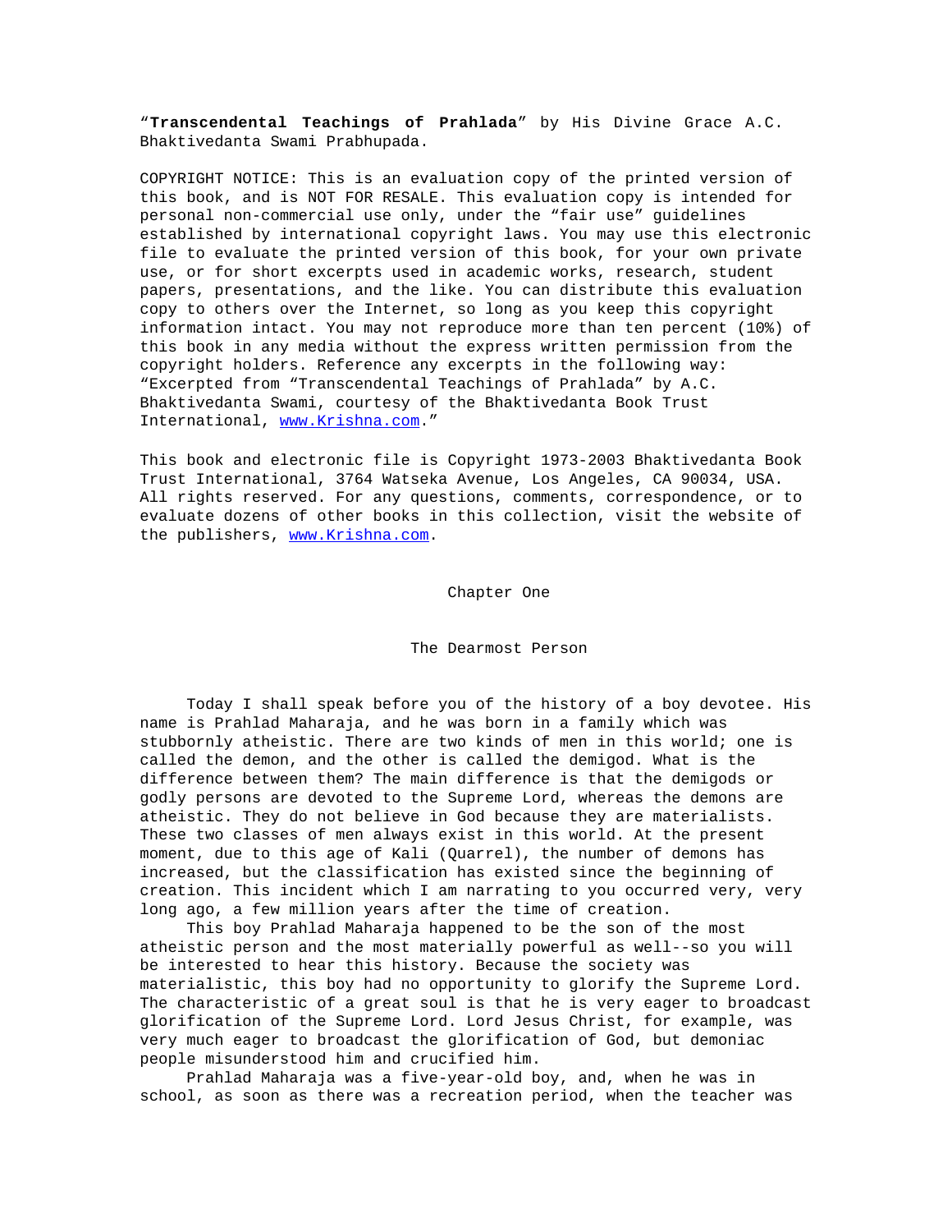“**Transcendental Teachings of Prahlada**” by His Divine Grace A.C. Bhaktivedanta Swami Prabhupada.

COPYRIGHT NOTICE: This is an evaluation copy of the printed version of this book, and is NOT FOR RESALE. This evaluation copy is intended for personal non-commercial use only, under the “fair use” guidelines established by international copyright laws. You may use this electronic file to evaluate the printed version of this book, for your own private use, or for short excerpts used in academic works, research, student papers, presentations, and the like. You can distribute this evaluation copy to others over the Internet, so long as you keep this copyright information intact. You may not reproduce more than ten percent (10%) of this book in any media without the express written permission from the copyright holders. Reference any excerpts in the following way: “Excerpted from “Transcendental Teachings of Prahlada” by A.C. Bhaktivedanta Swami, courtesy of the Bhaktivedanta Book Trust International, www.Krishna.com.”

This book and electronic file is Copyright 1973-2003 Bhaktivedanta Book Trust International, 3764 Watseka Avenue, Los Angeles, CA 90034, USA. All rights reserved. For any questions, comments, correspondence, or to evaluate dozens of other books in this collection, visit the website of the publishers, www.Krishna.com.

# Chapter One

## The Dearmost Person

Today I shall speak before you of the history of a boy devotee. His name is Prahlad Maharaja, and he was born in a family which was stubbornly atheistic. There are two kinds of men in this world; one is called the demon, and the other is called the demigod. What is the difference between them? The main difference is that the demigods or godly persons are devoted to the Supreme Lord, whereas the demons are atheistic. They do not believe in God because they are materialists. These two classes of men always exist in this world. At the present moment, due to this age of Kali (Quarrel), the number of demons has increased, but the classification has existed since the beginning of creation. This incident which I am narrating to you occurred very, very long ago, a few million years after the time of creation.

This boy Prahlad Maharaja happened to be the son of the most atheistic person and the most materially powerful as well--so you will be interested to hear this history. Because the society was materialistic, this boy had no opportunity to glorify the Supreme Lord. The characteristic of a great soul is that he is very eager to broadcast glorification of the Supreme Lord. Lord Jesus Christ, for example, was very much eager to broadcast the glorification of God, but demoniac people misunderstood him and crucified him.

Prahlad Maharaja was a five-year-old boy, and, when he was in school, as soon as there was a recreation period, when the teacher was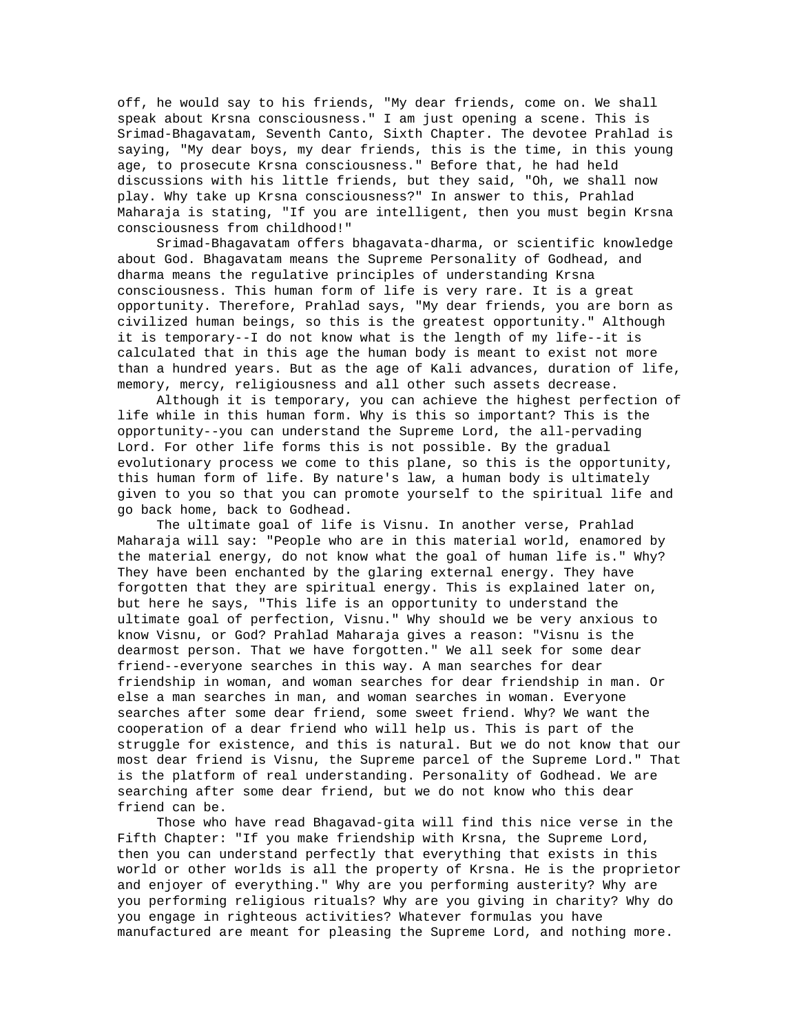off, he would say to his friends, "My dear friends, come on. We shall speak about Krsna consciousness." I am just opening a scene. This is Srimad-Bhagavatam, Seventh Canto, Sixth Chapter. The devotee Prahlad is saying, "My dear boys, my dear friends, this is the time, in this young age, to prosecute Krsna consciousness." Before that, he had held discussions with his little friends, but they said, "Oh, we shall now play. Why take up Krsna consciousness?" In answer to this, Prahlad Maharaja is stating, "If you are intelligent, then you must begin Krsna consciousness from childhood!"

Srimad-Bhagavatam offers bhagavata-dharma, or scientific knowledge about God. Bhagavatam means the Supreme Personality of Godhead, and dharma means the regulative principles of understanding Krsna consciousness. This human form of life is very rare. It is a great opportunity. Therefore, Prahlad says, "My dear friends, you are born as civilized human beings, so this is the greatest opportunity." Although it is temporary--I do not know what is the length of my life--it is calculated that in this age the human body is meant to exist not more than a hundred years. But as the age of Kali advances, duration of life, memory, mercy, religiousness and all other such assets decrease.

Although it is temporary, you can achieve the highest perfection of life while in this human form. Why is this so important? This is the opportunity--you can understand the Supreme Lord, the all-pervading Lord. For other life forms this is not possible. By the gradual evolutionary process we come to this plane, so this is the opportunity, this human form of life. By nature's law, a human body is ultimately given to you so that you can promote yourself to the spiritual life and go back home, back to Godhead.

The ultimate goal of life is Visnu. In another verse, Prahlad Maharaja will say: "People who are in this material world, enamored by the material energy, do not know what the goal of human life is." Why? They have been enchanted by the glaring external energy. They have forgotten that they are spiritual energy. This is explained later on, but here he says, "This life is an opportunity to understand the ultimate goal of perfection, Visnu." Why should we be very anxious to know Visnu, or God? Prahlad Maharaja gives a reason: "Visnu is the dearmost person. That we have forgotten." We all seek for some dear friend--everyone searches in this way. A man searches for dear friendship in woman, and woman searches for dear friendship in man. Or else a man searches in man, and woman searches in woman. Everyone searches after some dear friend, some sweet friend. Why? We want the cooperation of a dear friend who will help us. This is part of the struggle for existence, and this is natural. But we do not know that our most dear friend is Visnu, the Supreme parcel of the Supreme Lord." That is the platform of real understanding. Personality of Godhead. We are searching after some dear friend, but we do not know who this dear friend can be.

Those who have read Bhagavad-gita will find this nice verse in the Fifth Chapter: "If you make friendship with Krsna, the Supreme Lord, then you can understand perfectly that everything that exists in this world or other worlds is all the property of Krsna. He is the proprietor and enjoyer of everything." Why are you performing austerity? Why are you performing religious rituals? Why are you giving in charity? Why do you engage in righteous activities? Whatever formulas you have manufactured are meant for pleasing the Supreme Lord, and nothing more.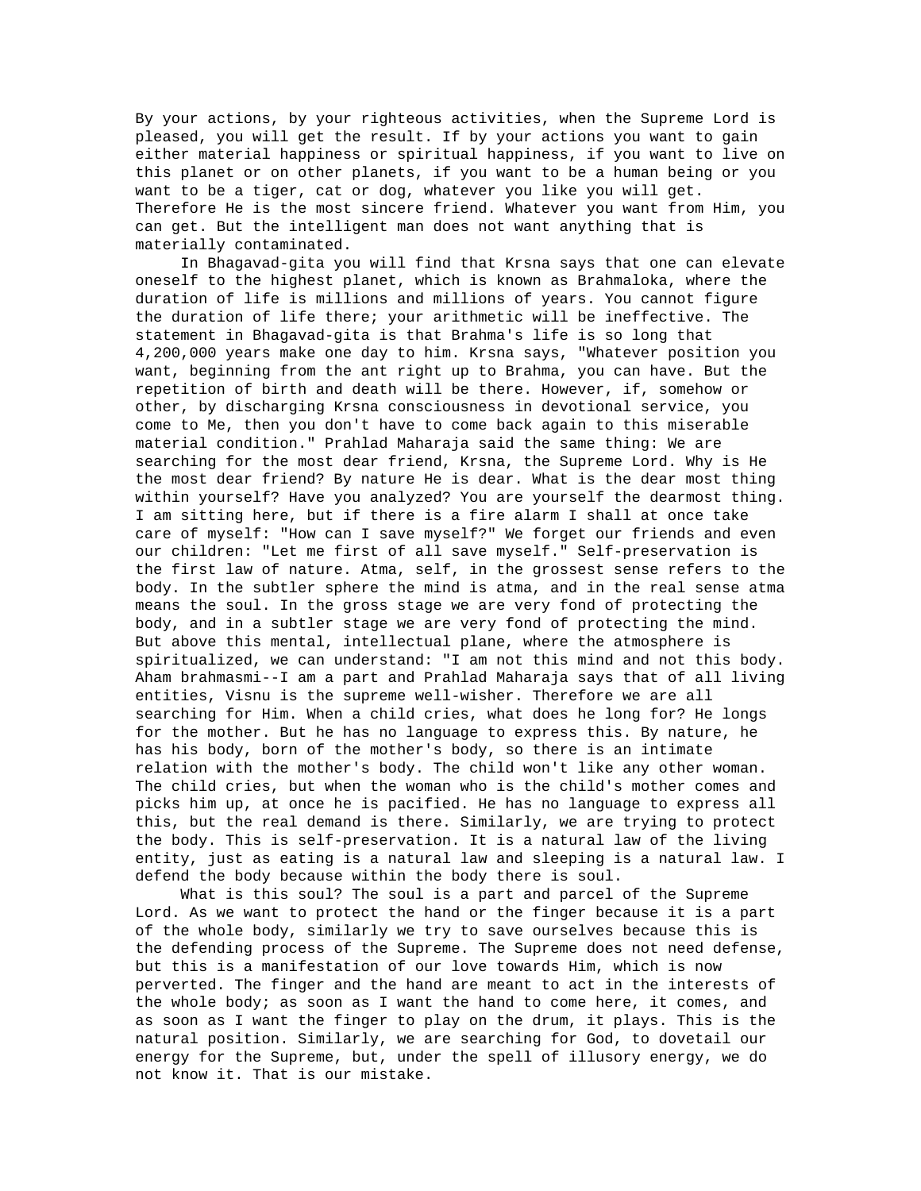By your actions, by your righteous activities, when the Supreme Lord is pleased, you will get the result. If by your actions you want to gain either material happiness or spiritual happiness, if you want to live on this planet or on other planets, if you want to be a human being or you want to be a tiger, cat or dog, whatever you like you will get. Therefore He is the most sincere friend. Whatever you want from Him, you can get. But the intelligent man does not want anything that is materially contaminated.

In Bhagavad-gita you will find that Krsna says that one can elevate oneself to the highest planet, which is known as Brahmaloka, where the duration of life is millions and millions of years. You cannot figure the duration of life there; your arithmetic will be ineffective. The statement in Bhagavad-gita is that Brahma's life is so long that 4,200,000 years make one day to him. Krsna says, "Whatever position you want, beginning from the ant right up to Brahma, you can have. But the repetition of birth and death will be there. However, if, somehow or other, by discharging Krsna consciousness in devotional service, you come to Me, then you don't have to come back again to this miserable material condition." Prahlad Maharaja said the same thing: We are searching for the most dear friend, Krsna, the Supreme Lord. Why is He the most dear friend? By nature He is dear. What is the dear most thing within yourself? Have you analyzed? You are yourself the dearmost thing. I am sitting here, but if there is a fire alarm I shall at once take care of myself: "How can I save myself?" We forget our friends and even our children: "Let me first of all save myself." Self-preservation is the first law of nature. Atma, self, in the grossest sense refers to the body. In the subtler sphere the mind is atma, and in the real sense atma means the soul. In the gross stage we are very fond of protecting the body, and in a subtler stage we are very fond of protecting the mind. But above this mental, intellectual plane, where the atmosphere is spiritualized, we can understand: "I am not this mind and not this body. Aham brahmasmi--I am a part and Prahlad Maharaja says that of all living entities, Visnu is the supreme well-wisher. Therefore we are all searching for Him. When a child cries, what does he long for? He longs for the mother. But he has no language to express this. By nature, he has his body, born of the mother's body, so there is an intimate relation with the mother's body. The child won't like any other woman. The child cries, but when the woman who is the child's mother comes and picks him up, at once he is pacified. He has no language to express all this, but the real demand is there. Similarly, we are trying to protect the body. This is self-preservation. It is a natural law of the living entity, just as eating is a natural law and sleeping is a natural law. I defend the body because within the body there is soul.

What is this soul? The soul is a part and parcel of the Supreme Lord. As we want to protect the hand or the finger because it is a part of the whole body, similarly we try to save ourselves because this is the defending process of the Supreme. The Supreme does not need defense, but this is a manifestation of our love towards Him, which is now perverted. The finger and the hand are meant to act in the interests of the whole body; as soon as I want the hand to come here, it comes, and as soon as I want the finger to play on the drum, it plays. This is the natural position. Similarly, we are searching for God, to dovetail our energy for the Supreme, but, under the spell of illusory energy, we do not know it. That is our mistake.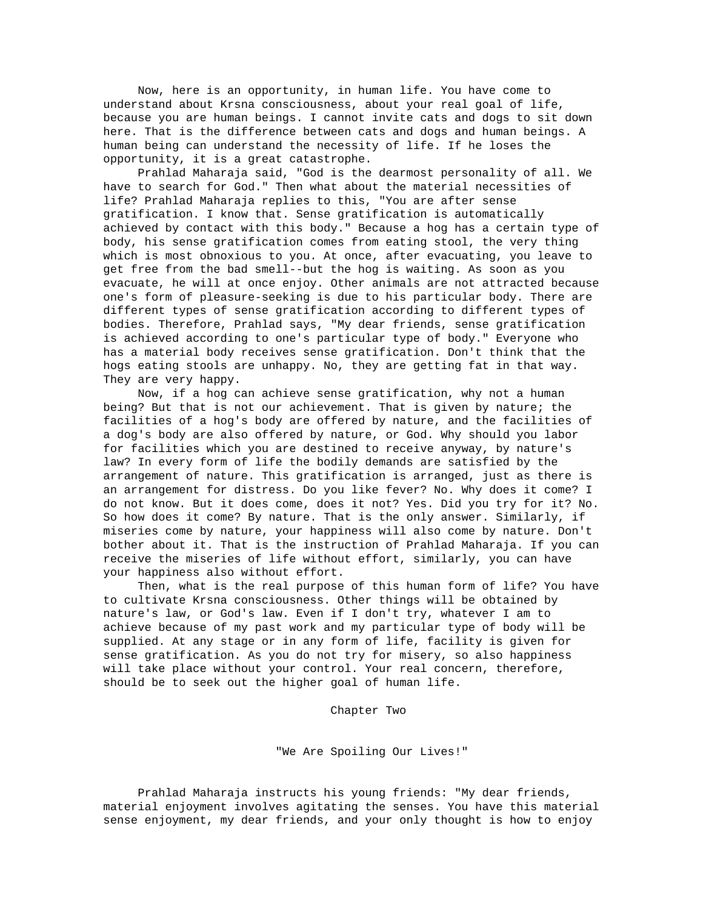Now, here is an opportunity, in human life. You have come to understand about Krsna consciousness, about your real goal of life, because you are human beings. I cannot invite cats and dogs to sit down here. That is the difference between cats and dogs and human beings. A human being can understand the necessity of life. If he loses the opportunity, it is a great catastrophe.

Prahlad Maharaja said, "God is the dearmost personality of all. We have to search for God." Then what about the material necessities of life? Prahlad Maharaja replies to this, "You are after sense gratification. I know that. Sense gratification is automatically achieved by contact with this body." Because a hog has a certain type of body, his sense gratification comes from eating stool, the very thing which is most obnoxious to you. At once, after evacuating, you leave to get free from the bad smell--but the hog is waiting. As soon as you evacuate, he will at once enjoy. Other animals are not attracted because one's form of pleasure-seeking is due to his particular body. There are different types of sense gratification according to different types of bodies. Therefore, Prahlad says, "My dear friends, sense gratification is achieved according to one's particular type of body." Everyone who has a material body receives sense gratification. Don't think that the hogs eating stools are unhappy. No, they are getting fat in that way. They are very happy.

Now, if a hog can achieve sense gratification, why not a human being? But that is not our achievement. That is given by nature; the facilities of a hog's body are offered by nature, and the facilities of a dog's body are also offered by nature, or God. Why should you labor for facilities which you are destined to receive anyway, by nature's law? In every form of life the bodily demands are satisfied by the arrangement of nature. This gratification is arranged, just as there is an arrangement for distress. Do you like fever? No. Why does it come? I do not know. But it does come, does it not? Yes. Did you try for it? No. So how does it come? By nature. That is the only answer. Similarly, if miseries come by nature, your happiness will also come by nature. Don't bother about it. That is the instruction of Prahlad Maharaja. If you can receive the miseries of life without effort, similarly, you can have your happiness also without effort.

Then, what is the real purpose of this human form of life? You have to cultivate Krsna consciousness. Other things will be obtained by nature's law, or God's law. Even if I don't try, whatever I am to achieve because of my past work and my particular type of body will be supplied. At any stage or in any form of life, facility is given for sense gratification. As you do not try for misery, so also happiness will take place without your control. Your real concern, therefore, should be to seek out the higher goal of human life.

# Chapter Two

## "We Are Spoiling Our Lives!"

Prahlad Maharaja instructs his young friends: "My dear friends, material enjoyment involves agitating the senses. You have this material sense enjoyment, my dear friends, and your only thought is how to enjoy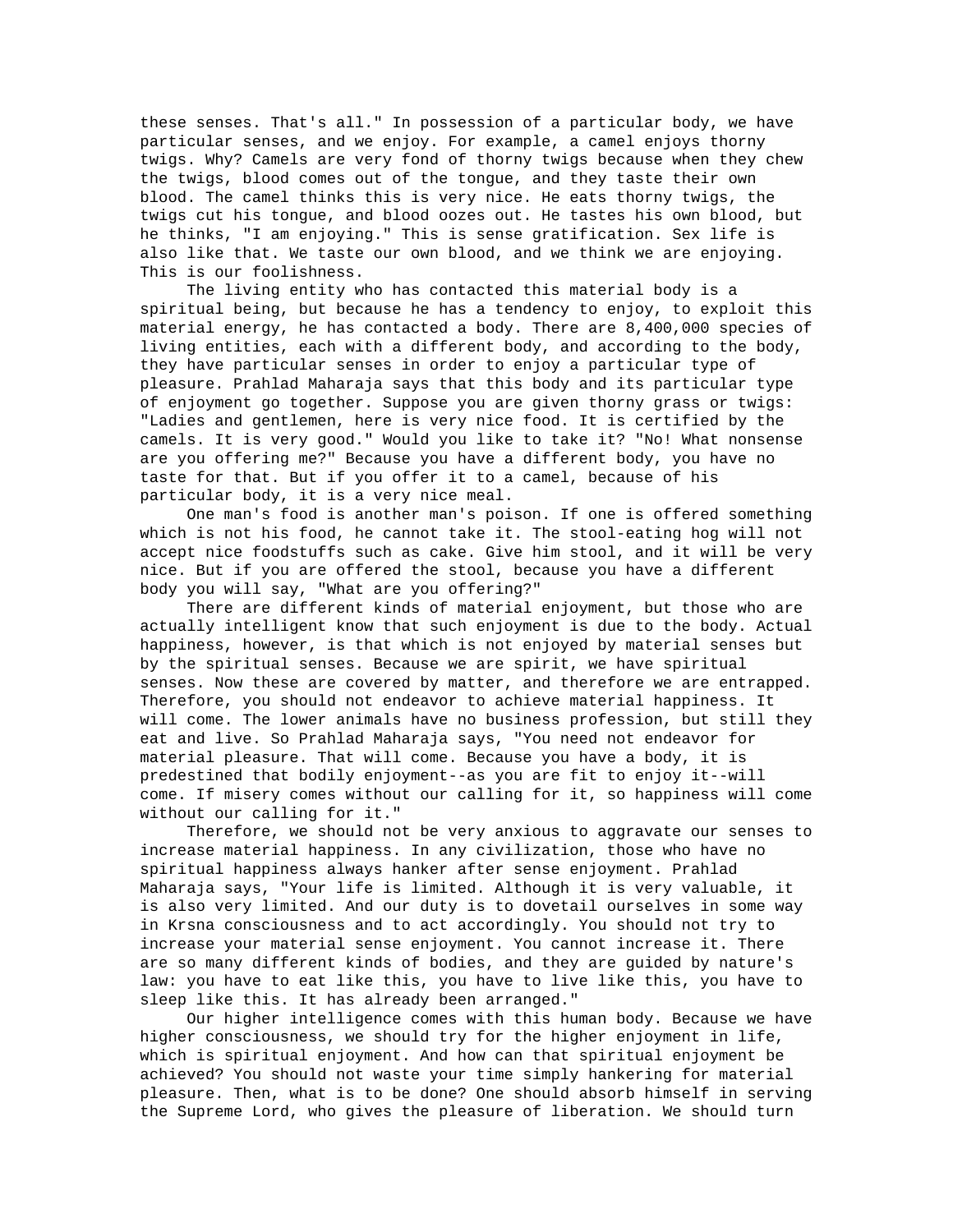these senses. That's all." In possession of a particular body, we have particular senses, and we enjoy. For example, a camel enjoys thorny twigs. Why? Camels are very fond of thorny twigs because when they chew the twigs, blood comes out of the tongue, and they taste their own blood. The camel thinks this is very nice. He eats thorny twigs, the twigs cut his tongue, and blood oozes out. He tastes his own blood, but he thinks, "I am enjoying." This is sense gratification. Sex life is also like that. We taste our own blood, and we think we are enjoying. This is our foolishness.

The living entity who has contacted this material body is a spiritual being, but because he has a tendency to enjoy, to exploit this material energy, he has contacted a body. There are 8,400,000 species of living entities, each with a different body, and according to the body, they have particular senses in order to enjoy a particular type of pleasure. Prahlad Maharaja says that this body and its particular type of enjoyment go together. Suppose you are given thorny grass or twigs: "Ladies and gentlemen, here is very nice food. It is certified by the camels. It is very good." Would you like to take it? "No! What nonsense are you offering me?" Because you have a different body, you have no taste for that. But if you offer it to a camel, because of his particular body, it is a very nice meal.

One man's food is another man's poison. If one is offered something which is not his food, he cannot take it. The stool-eating hog will not accept nice foodstuffs such as cake. Give him stool, and it will be very nice. But if you are offered the stool, because you have a different body you will say, "What are you offering?"

There are different kinds of material enjoyment, but those who are actually intelligent know that such enjoyment is due to the body. Actual happiness, however, is that which is not enjoyed by material senses but by the spiritual senses. Because we are spirit, we have spiritual senses. Now these are covered by matter, and therefore we are entrapped. Therefore, you should not endeavor to achieve material happiness. It will come. The lower animals have no business profession, but still they eat and live. So Prahlad Maharaja says, "You need not endeavor for material pleasure. That will come. Because you have a body, it is predestined that bodily enjoyment--as you are fit to enjoy it--will come. If misery comes without our calling for it, so happiness will come without our calling for it."

Therefore, we should not be very anxious to aggravate our senses to increase material happiness. In any civilization, those who have no spiritual happiness always hanker after sense enjoyment. Prahlad Maharaja says, "Your life is limited. Although it is very valuable, it is also very limited. And our duty is to dovetail ourselves in some way in Krsna consciousness and to act accordingly. You should not try to increase your material sense enjoyment. You cannot increase it. There are so many different kinds of bodies, and they are guided by nature's law: you have to eat like this, you have to live like this, you have to sleep like this. It has already been arranged."

Our higher intelligence comes with this human body. Because we have higher consciousness, we should try for the higher enjoyment in life, which is spiritual enjoyment. And how can that spiritual enjoyment be achieved? You should not waste your time simply hankering for material pleasure. Then, what is to be done? One should absorb himself in serving the Supreme Lord, who gives the pleasure of liberation. We should turn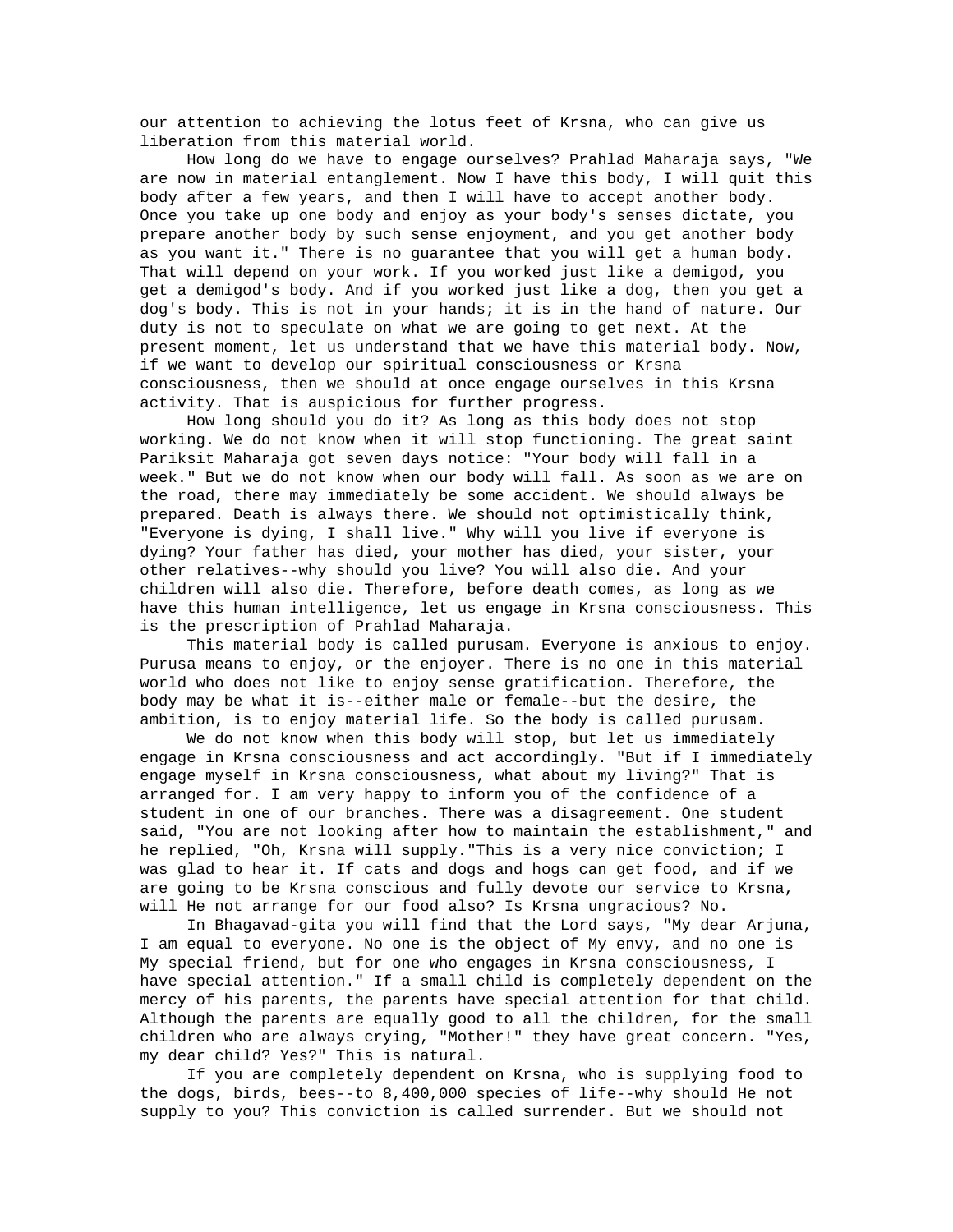our attention to achieving the lotus feet of Krsna, who can give us liberation from this material world.

How long do we have to engage ourselves? Prahlad Maharaja says, "We are now in material entanglement. Now I have this body, I will quit this body after a few years, and then I will have to accept another body. Once you take up one body and enjoy as your body's senses dictate, you prepare another body by such sense enjoyment, and you get another body as you want it." There is no guarantee that you will get a human body. That will depend on your work. If you worked just like a demigod, you get a demigod's body. And if you worked just like a dog, then you get a dog's body. This is not in your hands; it is in the hand of nature. Our duty is not to speculate on what we are going to get next. At the present moment, let us understand that we have this material body. Now, if we want to develop our spiritual consciousness or Krsna consciousness, then we should at once engage ourselves in this Krsna activity. That is auspicious for further progress.

How long should you do it? As long as this body does not stop working. We do not know when it will stop functioning. The great saint Pariksit Maharaja got seven days notice: "Your body will fall in a week." But we do not know when our body will fall. As soon as we are on the road, there may immediately be some accident. We should always be prepared. Death is always there. We should not optimistically think, "Everyone is dying, I shall live." Why will you live if everyone is dying? Your father has died, your mother has died, your sister, your other relatives--why should you live? You will also die. And your children will also die. Therefore, before death comes, as long as we have this human intelligence, let us engage in Krsna consciousness. This is the prescription of Prahlad Maharaja.

This material body is called purusam. Everyone is anxious to enjoy. Purusa means to enjoy, or the enjoyer. There is no one in this material world who does not like to enjoy sense gratification. Therefore, the body may be what it is--either male or female--but the desire, the ambition, is to enjoy material life. So the body is called purusam.

We do not know when this body will stop, but let us immediately engage in Krsna consciousness and act accordingly. "But if I immediately engage myself in Krsna consciousness, what about my living?" That is arranged for. I am very happy to inform you of the confidence of a student in one of our branches. There was a disagreement. One student said, "You are not looking after how to maintain the establishment," and he replied, "Oh, Krsna will supply."This is a very nice conviction; I was glad to hear it. If cats and dogs and hogs can get food, and if we are going to be Krsna conscious and fully devote our service to Krsna, will He not arrange for our food also? Is Krsna ungracious? No.

In Bhagavad-gita you will find that the Lord says, "My dear Arjuna, I am equal to everyone. No one is the object of My envy, and no one is My special friend, but for one who engages in Krsna consciousness, I have special attention." If a small child is completely dependent on the mercy of his parents, the parents have special attention for that child. Although the parents are equally good to all the children, for the small children who are always crying, "Mother!" they have great concern. "Yes, my dear child? Yes?" This is natural.

If you are completely dependent on Krsna, who is supplying food to the dogs, birds, bees--to 8,400,000 species of life--why should He not supply to you? This conviction is called surrender. But we should not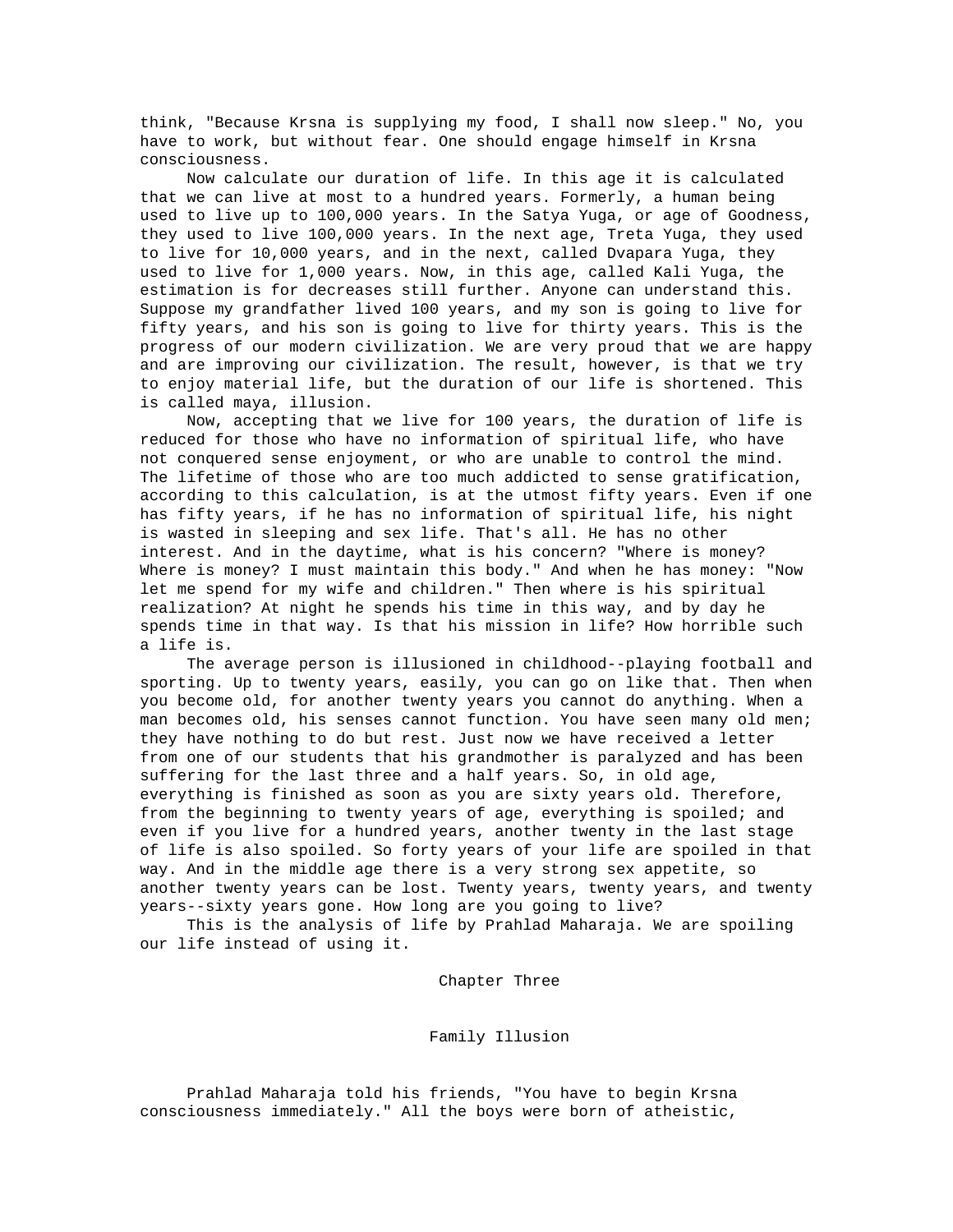think, "Because Krsna is supplying my food, I shall now sleep." No, you have to work, but without fear. One should engage himself in Krsna consciousness.

Now calculate our duration of life. In this age it is calculated that we can live at most to a hundred years. Formerly, a human being used to live up to 100,000 years. In the Satya Yuga, or age of Goodness, they used to live 100,000 years. In the next age, Treta Yuga, they used to live for 10,000 years, and in the next, called Dvapara Yuga, they used to live for 1,000 years. Now, in this age, called Kali Yuga, the estimation is for decreases still further. Anyone can understand this. Suppose my grandfather lived 100 years, and my son is going to live for fifty years, and his son is going to live for thirty years. This is the progress of our modern civilization. We are very proud that we are happy and are improving our civilization. The result, however, is that we try to enjoy material life, but the duration of our life is shortened. This is called maya, illusion.

Now, accepting that we live for 100 years, the duration of life is reduced for those who have no information of spiritual life, who have not conquered sense enjoyment, or who are unable to control the mind. The lifetime of those who are too much addicted to sense gratification, according to this calculation, is at the utmost fifty years. Even if one has fifty years, if he has no information of spiritual life, his night is wasted in sleeping and sex life. That's all. He has no other interest. And in the daytime, what is his concern? "Where is money? Where is money? I must maintain this body." And when he has money: "Now let me spend for my wife and children." Then where is his spiritual realization? At night he spends his time in this way, and by day he spends time in that way. Is that his mission in life? How horrible such a life is.

The average person is illusioned in childhood--playing football and sporting. Up to twenty years, easily, you can go on like that. Then when you become old, for another twenty years you cannot do anything. When a man becomes old, his senses cannot function. You have seen many old men; they have nothing to do but rest. Just now we have received a letter from one of our students that his grandmother is paralyzed and has been suffering for the last three and a half years. So, in old age, everything is finished as soon as you are sixty years old. Therefore, from the beginning to twenty years of age, everything is spoiled; and even if you live for a hundred years, another twenty in the last stage of life is also spoiled. So forty years of your life are spoiled in that way. And in the middle age there is a very strong sex appetite, so another twenty years can be lost. Twenty years, twenty years, and twenty years--sixty years gone. How long are you going to live?

This is the analysis of life by Prahlad Maharaja. We are spoiling our life instead of using it.

# Chapter Three

## Family Illusion

Prahlad Maharaja told his friends, "You have to begin Krsna consciousness immediately." All the boys were born of atheistic,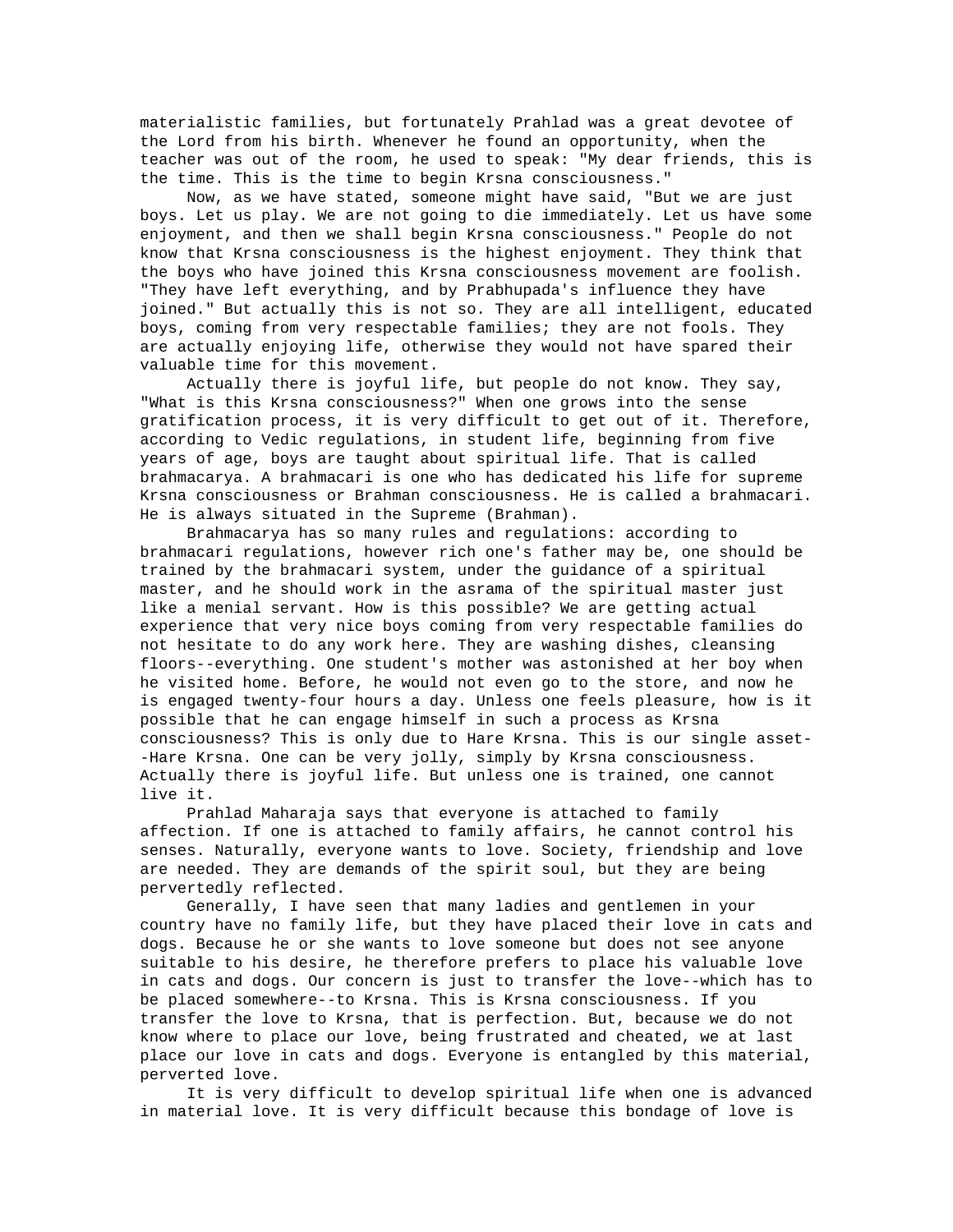materialistic families, but fortunately Prahlad was a great devotee of the Lord from his birth. Whenever he found an opportunity, when the teacher was out of the room, he used to speak: "My dear friends, this is the time. This is the time to begin Krsna consciousness."

Now, as we have stated, someone might have said, "But we are just boys. Let us play. We are not going to die immediately. Let us have some enjoyment, and then we shall begin Krsna consciousness." People do not know that Krsna consciousness is the highest enjoyment. They think that the boys who have joined this Krsna consciousness movement are foolish. "They have left everything, and by Prabhupada's influence they have joined." But actually this is not so. They are all intelligent, educated boys, coming from very respectable families; they are not fools. They are actually enjoying life, otherwise they would not have spared their valuable time for this movement.

Actually there is joyful life, but people do not know. They say, "What is this Krsna consciousness?" When one grows into the sense gratification process, it is very difficult to get out of it. Therefore, according to Vedic regulations, in student life, beginning from five years of age, boys are taught about spiritual life. That is called brahmacarya. A brahmacari is one who has dedicated his life for supreme Krsna consciousness or Brahman consciousness. He is called a brahmacari. He is always situated in the Supreme (Brahman).

Brahmacarya has so many rules and regulations: according to brahmacari regulations, however rich one's father may be, one should be trained by the brahmacari system, under the guidance of a spiritual master, and he should work in the asrama of the spiritual master just like a menial servant. How is this possible? We are getting actual experience that very nice boys coming from very respectable families do not hesitate to do any work here. They are washing dishes, cleansing floors--everything. One student's mother was astonished at her boy when he visited home. Before, he would not even go to the store, and now he is engaged twenty-four hours a day. Unless one feels pleasure, how is it possible that he can engage himself in such a process as Krsna consciousness? This is only due to Hare Krsna. This is our single asset--Hare Krsna. One can be very jolly, simply by Krsna consciousness. Actually there is joyful life. But unless one is trained, one cannot live it.

Prahlad Maharaja says that everyone is attached to family affection. If one is attached to family affairs, he cannot control his senses. Naturally, everyone wants to love. Society, friendship and love are needed. They are demands of the spirit soul, but they are being pervertedly reflected.

Generally, I have seen that many ladies and gentlemen in your country have no family life, but they have placed their love in cats and dogs. Because he or she wants to love someone but does not see anyone suitable to his desire, he therefore prefers to place his valuable love in cats and dogs. Our concern is just to transfer the love--which has to be placed somewhere--to Krsna. This is Krsna consciousness. If you transfer the love to Krsna, that is perfection. But, because we do not know where to place our love, being frustrated and cheated, we at last place our love in cats and dogs. Everyone is entangled by this material, perverted love.

It is very difficult to develop spiritual life when one is advanced in material love. It is very difficult because this bondage of love is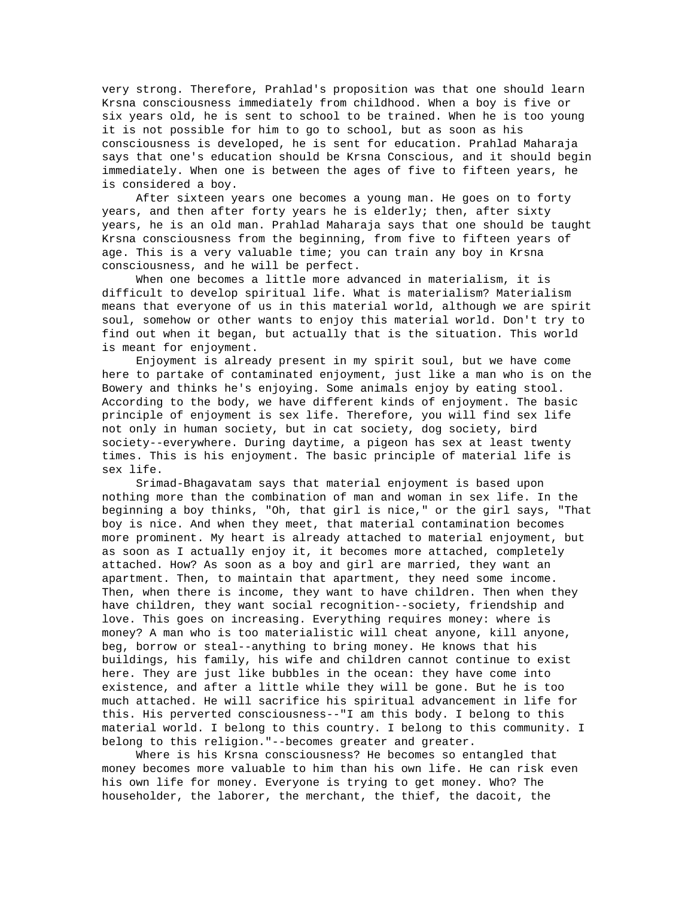very strong. Therefore, Prahlad's proposition was that one should learn Krsna consciousness immediately from childhood. When a boy is five or six years old, he is sent to school to be trained. When he is too young it is not possible for him to go to school, but as soon as his consciousness is developed, he is sent for education. Prahlad Maharaja says that one's education should be Krsna Conscious, and it should begin immediately. When one is between the ages of five to fifteen years, he is considered a boy.

After sixteen years one becomes a young man. He goes on to forty years, and then after forty years he is elderly; then, after sixty years, he is an old man. Prahlad Maharaja says that one should be taught Krsna consciousness from the beginning, from five to fifteen years of age. This is a very valuable time; you can train any boy in Krsna consciousness, and he will be perfect.

When one becomes a little more advanced in materialism, it is difficult to develop spiritual life. What is materialism? Materialism means that everyone of us in this material world, although we are spirit soul, somehow or other wants to enjoy this material world. Don't try to find out when it began, but actually that is the situation. This world is meant for enjoyment.

Enjoyment is already present in my spirit soul, but we have come here to partake of contaminated enjoyment, just like a man who is on the Bowery and thinks he's enjoying. Some animals enjoy by eating stool. According to the body, we have different kinds of enjoyment. The basic principle of enjoyment is sex life. Therefore, you will find sex life not only in human society, but in cat society, dog society, bird society--everywhere. During daytime, a pigeon has sex at least twenty times. This is his enjoyment. The basic principle of material life is sex life.

Srimad-Bhagavatam says that material enjoyment is based upon nothing more than the combination of man and woman in sex life. In the beginning a boy thinks, "Oh, that girl is nice," or the girl says, "That boy is nice. And when they meet, that material contamination becomes more prominent. My heart is already attached to material enjoyment, but as soon as I actually enjoy it, it becomes more attached, completely attached. How? As soon as a boy and girl are married, they want an apartment. Then, to maintain that apartment, they need some income. Then, when there is income, they want to have children. Then when they have children, they want social recognition--society, friendship and love. This goes on increasing. Everything requires money: where is money? A man who is too materialistic will cheat anyone, kill anyone, beg, borrow or steal--anything to bring money. He knows that his buildings, his family, his wife and children cannot continue to exist here. They are just like bubbles in the ocean: they have come into existence, and after a little while they will be gone. But he is too much attached. He will sacrifice his spiritual advancement in life for this. His perverted consciousness--"I am this body. I belong to this material world. I belong to this country. I belong to this community. I belong to this religion."--becomes greater and greater.

Where is his Krsna consciousness? He becomes so entangled that money becomes more valuable to him than his own life. He can risk even his own life for money. Everyone is trying to get money. Who? The householder, the laborer, the merchant, the thief, the dacoit, the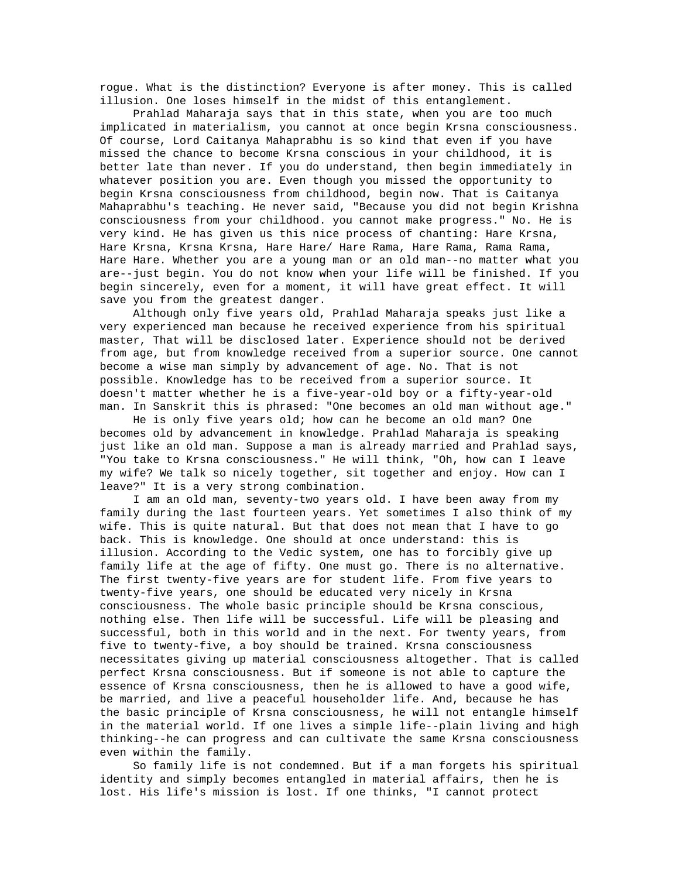rogue. What is the distinction? Everyone is after money. This is called illusion. One loses himself in the midst of this entanglement.

Prahlad Maharaja says that in this state, when you are too much implicated in materialism, you cannot at once begin Krsna consciousness. Of course, Lord Caitanya Mahaprabhu is so kind that even if you have missed the chance to become Krsna conscious in your childhood, it is better late than never. If you do understand, then begin immediately in whatever position you are. Even though you missed the opportunity to begin Krsna consciousness from childhood, begin now. That is Caitanya Mahaprabhu's teaching. He never said, "Because you did not begin Krishna consciousness from your childhood. you cannot make progress." No. He is very kind. He has given us this nice process of chanting: Hare Krsna, Hare Krsna, Krsna Krsna, Hare Hare/ Hare Rama, Hare Rama, Rama Rama, Hare Hare. Whether you are a young man or an old man--no matter what you are--just begin. You do not know when your life will be finished. If you begin sincerely, even for a moment, it will have great effect. It will save you from the greatest danger.

Although only five years old, Prahlad Maharaja speaks just like a very experienced man because he received experience from his spiritual master, That will be disclosed later. Experience should not be derived from age, but from knowledge received from a superior source. One cannot become a wise man simply by advancement of age. No. That is not possible. Knowledge has to be received from a superior source. It doesn't matter whether he is a five-year-old boy or a fifty-year-old man. In Sanskrit this is phrased: "One becomes an old man without age."

He is only five years old; how can he become an old man? One becomes old by advancement in knowledge. Prahlad Maharaja is speaking just like an old man. Suppose a man is already married and Prahlad says, "You take to Krsna consciousness." He will think, "Oh, how can I leave my wife? We talk so nicely together, sit together and enjoy. How can I leave?" It is a very strong combination.

I am an old man, seventy-two years old. I have been away from my family during the last fourteen years. Yet sometimes I also think of my wife. This is quite natural. But that does not mean that I have to go back. This is knowledge. One should at once understand: this is illusion. According to the Vedic system, one has to forcibly give up family life at the age of fifty. One must go. There is no alternative. The first twenty-five years are for student life. From five years to twenty-five years, one should be educated very nicely in Krsna consciousness. The whole basic principle should be Krsna conscious, nothing else. Then life will be successful. Life will be pleasing and successful, both in this world and in the next. For twenty years, from five to twenty-five, a boy should be trained. Krsna consciousness necessitates giving up material consciousness altogether. That is called perfect Krsna consciousness. But if someone is not able to capture the essence of Krsna consciousness, then he is allowed to have a good wife, be married, and live a peaceful householder life. And, because he has the basic principle of Krsna consciousness, he will not entangle himself in the material world. If one lives a simple life--plain living and high thinking--he can progress and can cultivate the same Krsna consciousness even within the family.

So family life is not condemned. But if a man forgets his spiritual identity and simply becomes entangled in material affairs, then he is lost. His life's mission is lost. If one thinks, "I cannot protect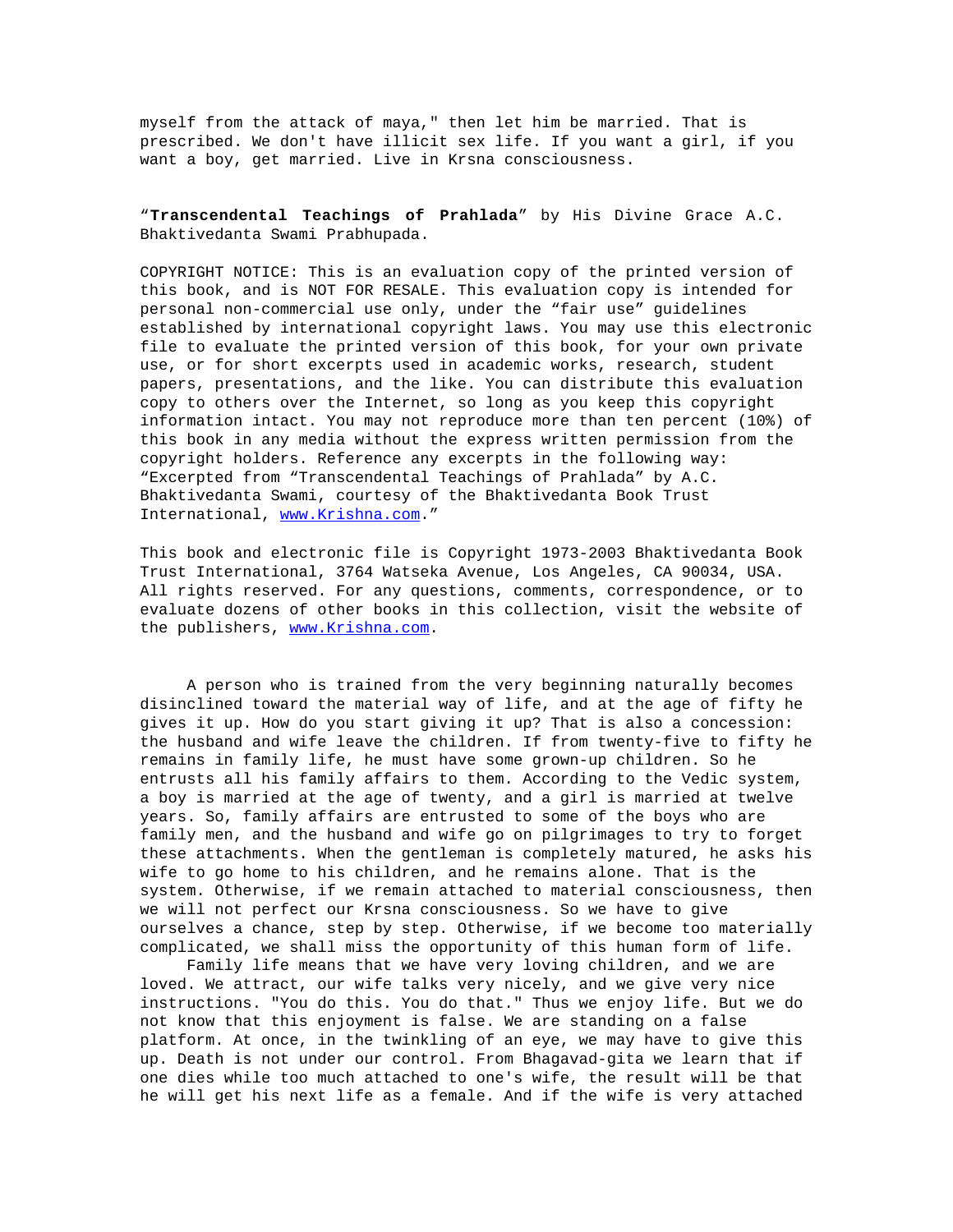myself from the attack of maya," then let him be married. That is prescribed. We don't have illicit sex life. If you want a girl, if you want a boy, get married. Live in Krsna consciousness.

“**Transcendental Teachings of Prahlada**” by His Divine Grace A.C. Bhaktivedanta Swami Prabhupada.

COPYRIGHT NOTICE: This is an evaluation copy of the printed version of this book, and is NOT FOR RESALE. This evaluation copy is intended for personal non-commercial use only, under the “fair use” guidelines established by international copyright laws. You may use this electronic file to evaluate the printed version of this book, for your own private use, or for short excerpts used in academic works, research, student papers, presentations, and the like. You can distribute this evaluation copy to others over the Internet, so long as you keep this copyright information intact. You may not reproduce more than ten percent (10%) of this book in any media without the express written permission from the copyright holders. Reference any excerpts in the following way: “Excerpted from “Transcendental Teachings of Prahlada” by A.C. Bhaktivedanta Swami, courtesy of the Bhaktivedanta Book Trust International, www.Krishna.com.”

This book and electronic file is Copyright 1973-2003 Bhaktivedanta Book Trust International, 3764 Watseka Avenue, Los Angeles, CA 90034, USA. All rights reserved. For any questions, comments, correspondence, or to evaluate dozens of other books in this collection, visit the website of the publishers, www.Krishna.com.

A person who is trained from the very beginning naturally becomes disinclined toward the material way of life, and at the age of fifty he gives it up. How do you start giving it up? That is also a concession: the husband and wife leave the children. If from twenty-five to fifty he remains in family life, he must have some grown-up children. So he entrusts all his family affairs to them. According to the Vedic system, a boy is married at the age of twenty, and a girl is married at twelve years. So, family affairs are entrusted to some of the boys who are family men, and the husband and wife go on pilgrimages to try to forget these attachments. When the gentleman is completely matured, he asks his wife to go home to his children, and he remains alone. That is the system. Otherwise, if we remain attached to material consciousness, then we will not perfect our Krsna consciousness. So we have to give ourselves a chance, step by step. Otherwise, if we become too materially complicated, we shall miss the opportunity of this human form of life.

Family life means that we have very loving children, and we are loved. We attract, our wife talks very nicely, and we give very nice instructions. "You do this. You do that." Thus we enjoy life. But we do not know that this enjoyment is false. We are standing on a false platform. At once, in the twinkling of an eye, we may have to give this up. Death is not under our control. From Bhagavad-gita we learn that if one dies while too much attached to one's wife, the result will be that he will get his next life as a female. And if the wife is very attached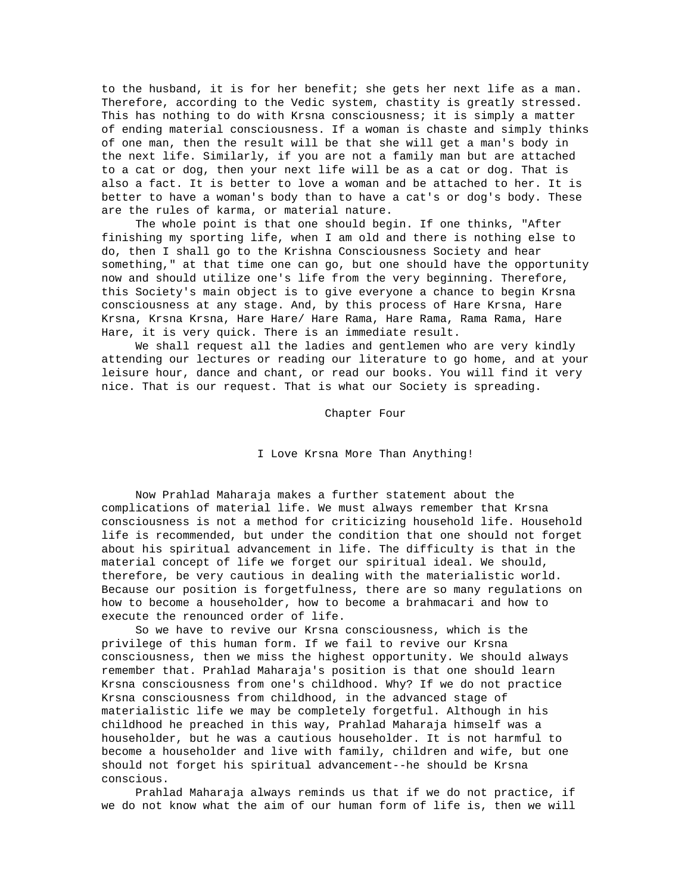to the husband, it is for her benefit; she gets her next life as a man. Therefore, according to the Vedic system, chastity is greatly stressed. This has nothing to do with Krsna consciousness; it is simply a matter of ending material consciousness. If a woman is chaste and simply thinks of one man, then the result will be that she will get a man's body in the next life. Similarly, if you are not a family man but are attached to a cat or dog, then your next life will be as a cat or dog. That is also a fact. It is better to love a woman and be attached to her. It is better to have a woman's body than to have a cat's or dog's body. These are the rules of karma, or material nature.

The whole point is that one should begin. If one thinks, "After finishing my sporting life, when I am old and there is nothing else to do, then I shall go to the Krishna Consciousness Society and hear something," at that time one can go, but one should have the opportunity now and should utilize one's life from the very beginning. Therefore, this Society's main object is to give everyone a chance to begin Krsna consciousness at any stage. And, by this process of Hare Krsna, Hare Krsna, Krsna Krsna, Hare Hare/ Hare Rama, Hare Rama, Rama Rama, Hare Hare, it is very quick. There is an immediate result.

We shall request all the ladies and gentlemen who are very kindly attending our lectures or reading our literature to go home, and at your leisure hour, dance and chant, or read our books. You will find it very nice. That is our request. That is what our Society is spreading.

## Chapter Four

## I Love Krsna More Than Anything!

Now Prahlad Maharaja makes a further statement about the complications of material life. We must always remember that Krsna consciousness is not a method for criticizing household life. Household life is recommended, but under the condition that one should not forget about his spiritual advancement in life. The difficulty is that in the material concept of life we forget our spiritual ideal. We should, therefore, be very cautious in dealing with the materialistic world. Because our position is forgetfulness, there are so many regulations on how to become a householder, how to become a brahmacari and how to execute the renounced order of life.

So we have to revive our Krsna consciousness, which is the privilege of this human form. If we fail to revive our Krsna consciousness, then we miss the highest opportunity. We should always remember that. Prahlad Maharaja's position is that one should learn Krsna consciousness from one's childhood. Why? If we do not practice Krsna consciousness from childhood, in the advanced stage of materialistic life we may be completely forgetful. Although in his childhood he preached in this way, Prahlad Maharaja himself was a householder, but he was a cautious householder. It is not harmful to become a householder and live with family, children and wife, but one should not forget his spiritual advancement--he should be Krsna conscious.

Prahlad Maharaja always reminds us that if we do not practice, if we do not know what the aim of our human form of life is, then we will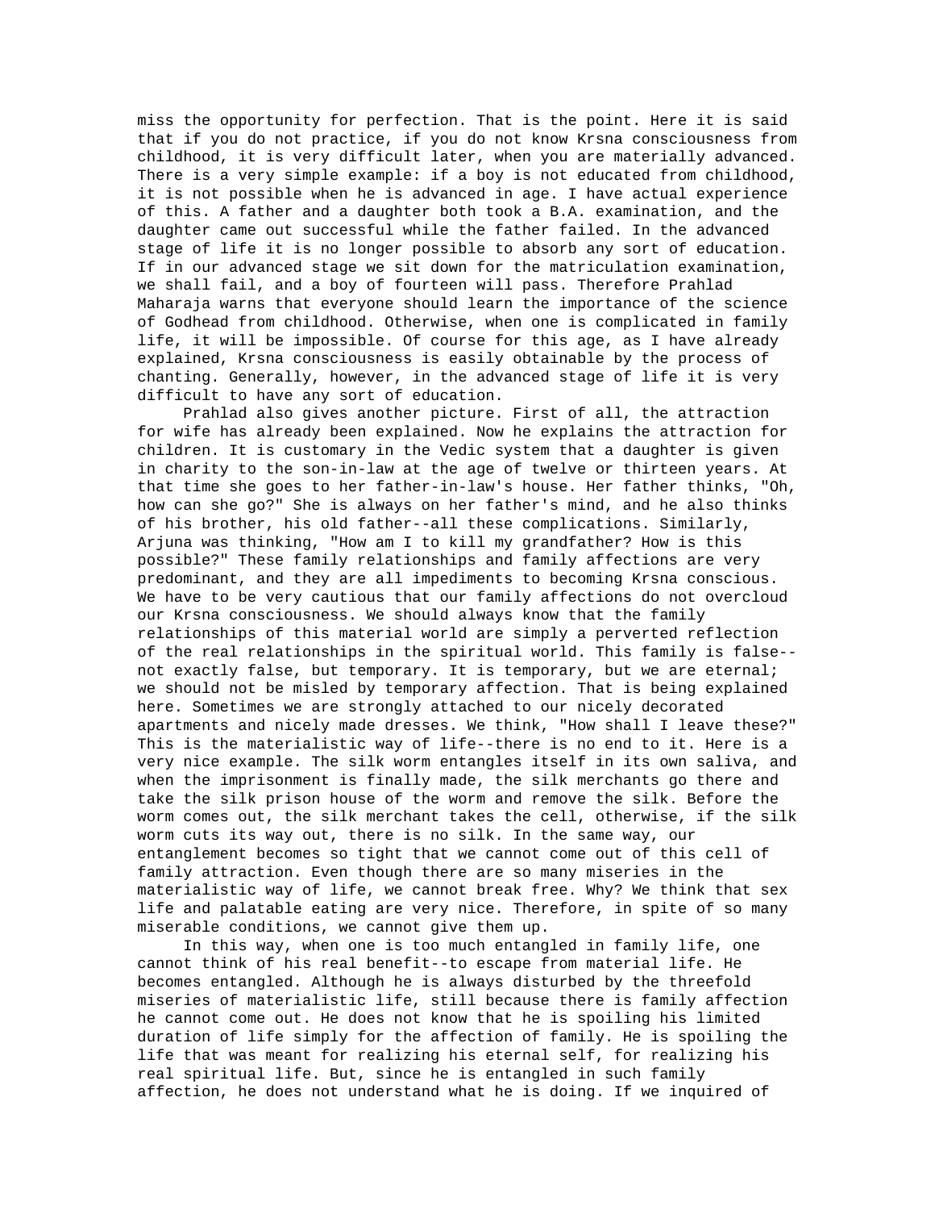miss the opportunity for perfection. That is the point. Here it is said that if you do not practice, if you do not know Krsna consciousness from childhood, it is very difficult later, when you are materially advanced. There is a very simple example: if a boy is not educated from childhood, it is not possible when he is advanced in age. I have actual experience of this. A father and a daughter both took a B.A. examination, and the daughter came out successful while the father failed. In the advanced stage of life it is no longer possible to absorb any sort of education. If in our advanced stage we sit down for the matriculation examination, we shall fail, and a boy of fourteen will pass. Therefore Prahlad Maharaja warns that everyone should learn the importance of the science of Godhead from childhood. Otherwise, when one is complicated in family life, it will be impossible. Of course for this age, as I have already explained, Krsna consciousness is easily obtainable by the process of chanting. Generally, however, in the advanced stage of life it is very difficult to have any sort of education.

Prahlad also gives another picture. First of all, the attraction for wife has already been explained. Now he explains the attraction for children. It is customary in the Vedic system that a daughter is given in charity to the son-in-law at the age of twelve or thirteen years. At that time she goes to her father-in-law's house. Her father thinks, "Oh, how can she go?" She is always on her father's mind, and he also thinks of his brother, his old father--all these complications. Similarly, Arjuna was thinking, "How am I to kill my grandfather? How is this possible?" These family relationships and family affections are very predominant, and they are all impediments to becoming Krsna conscious. We have to be very cautious that our family affections do not overcloud our Krsna consciousness. We should always know that the family relationships of this material world are simply a perverted reflection of the real relationships in the spiritual world. This family is false--not exactly false, but temporary. It is temporary, but we are eternal; we should not be misled by temporary affection. That is being explained here. Sometimes we are strongly attached to our nicely decorated apartments and nicely made dresses. We think, "How shall I leave these?" This is the materialistic way of life--there is no end to it. Here is a very nice example. The silk worm entangles itself in its own saliva, and when the imprisonment is finally made, the silk merchants go there and take the silk prison house of the worm and remove the silk. Before the worm comes out, the silk merchant takes the cell, otherwise, if the silk worm cuts its way out, there is no silk. In the same way, our entanglement becomes so tight that we cannot come out of this cell of family attraction. Even though there are so many miseries in the materialistic way of life, we cannot break free. Why? We think that sex life and palatable eating are very nice. Therefore, in spite of so many miserable conditions, we cannot give them up.

In this way, when one is too much entangled in family life, one cannot think of his real benefit--to escape from material life. He becomes entangled. Although he is always disturbed by the threefold miseries of materialistic life, still because there is family affection he cannot come out. He does not know that he is spoiling his limited duration of life simply for the affection of family. He is spoiling the life that was meant for realizing his eternal self, for realizing his real spiritual life. But, since he is entangled in such family affection, he does not understand what he is doing. If we inquired of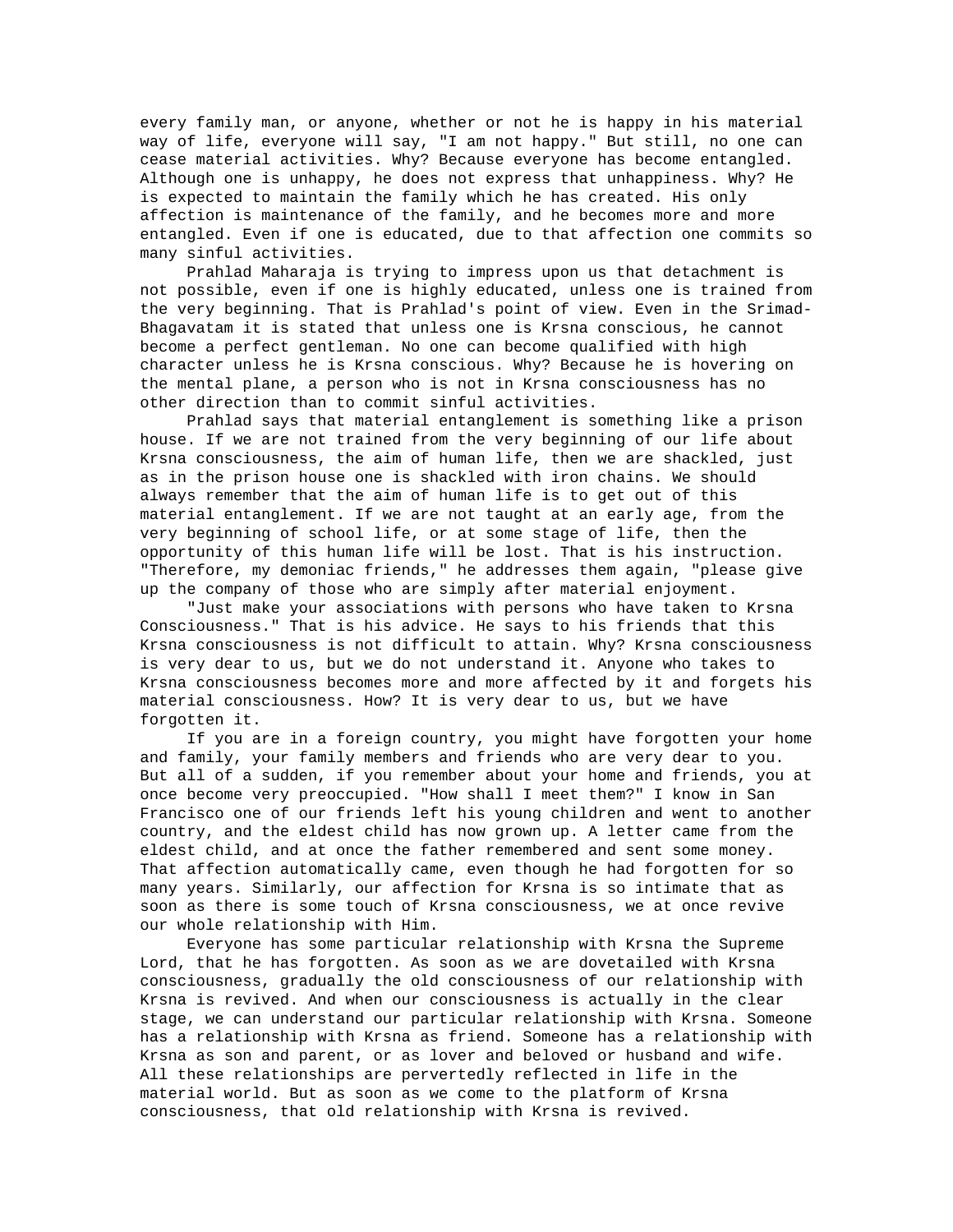every family man, or anyone, whether or not he is happy in his material way of life, everyone will say, "I am not happy." But still, no one can cease material activities. Why? Because everyone has become entangled. Although one is unhappy, he does not express that unhappiness. Why? He is expected to maintain the family which he has created. His only affection is maintenance of the family, and he becomes more and more entangled. Even if one is educated, due to that affection one commits so many sinful activities.

Prahlad Maharaja is trying to impress upon us that detachment is not possible, even if one is highly educated, unless one is trained from the very beginning. That is Prahlad's point of view. Even in the Srimad-Bhagavatam it is stated that unless one is Krsna conscious, he cannot become a perfect gentleman. No one can become qualified with high character unless he is Krsna conscious. Why? Because he is hovering on the mental plane, a person who is not in Krsna consciousness has no other direction than to commit sinful activities.

Prahlad says that material entanglement is something like a prison house. If we are not trained from the very beginning of our life about Krsna consciousness, the aim of human life, then we are shackled, just as in the prison house one is shackled with iron chains. We should always remember that the aim of human life is to get out of this material entanglement. If we are not taught at an early age, from the very beginning of school life, or at some stage of life, then the opportunity of this human life will be lost. That is his instruction. "Therefore, my demoniac friends," he addresses them again, "please give up the company of those who are simply after material enjoyment.

"Just make your associations with persons who have taken to Krsna Consciousness." That is his advice. He says to his friends that this Krsna consciousness is not difficult to attain. Why? Krsna consciousness is very dear to us, but we do not understand it. Anyone who takes to Krsna consciousness becomes more and more affected by it and forgets his material consciousness. How? It is very dear to us, but we have forgotten it.

If you are in a foreign country, you might have forgotten your home and family, your family members and friends who are very dear to you. But all of a sudden, if you remember about your home and friends, you at once become very preoccupied. "How shall I meet them?" I know in San Francisco one of our friends left his young children and went to another country, and the eldest child has now grown up. A letter came from the eldest child, and at once the father remembered and sent some money. That affection automatically came, even though he had forgotten for so many years. Similarly, our affection for Krsna is so intimate that as soon as there is some touch of Krsna consciousness, we at once revive our whole relationship with Him.

Everyone has some particular relationship with Krsna the Supreme Lord, that he has forgotten. As soon as we are dovetailed with Krsna consciousness, gradually the old consciousness of our relationship with Krsna is revived. And when our consciousness is actually in the clear stage, we can understand our particular relationship with Krsna. Someone has a relationship with Krsna as friend. Someone has a relationship with Krsna as son and parent, or as lover and beloved or husband and wife. All these relationships are pervertedly reflected in life in the material world. But as soon as we come to the platform of Krsna consciousness, that old relationship with Krsna is revived.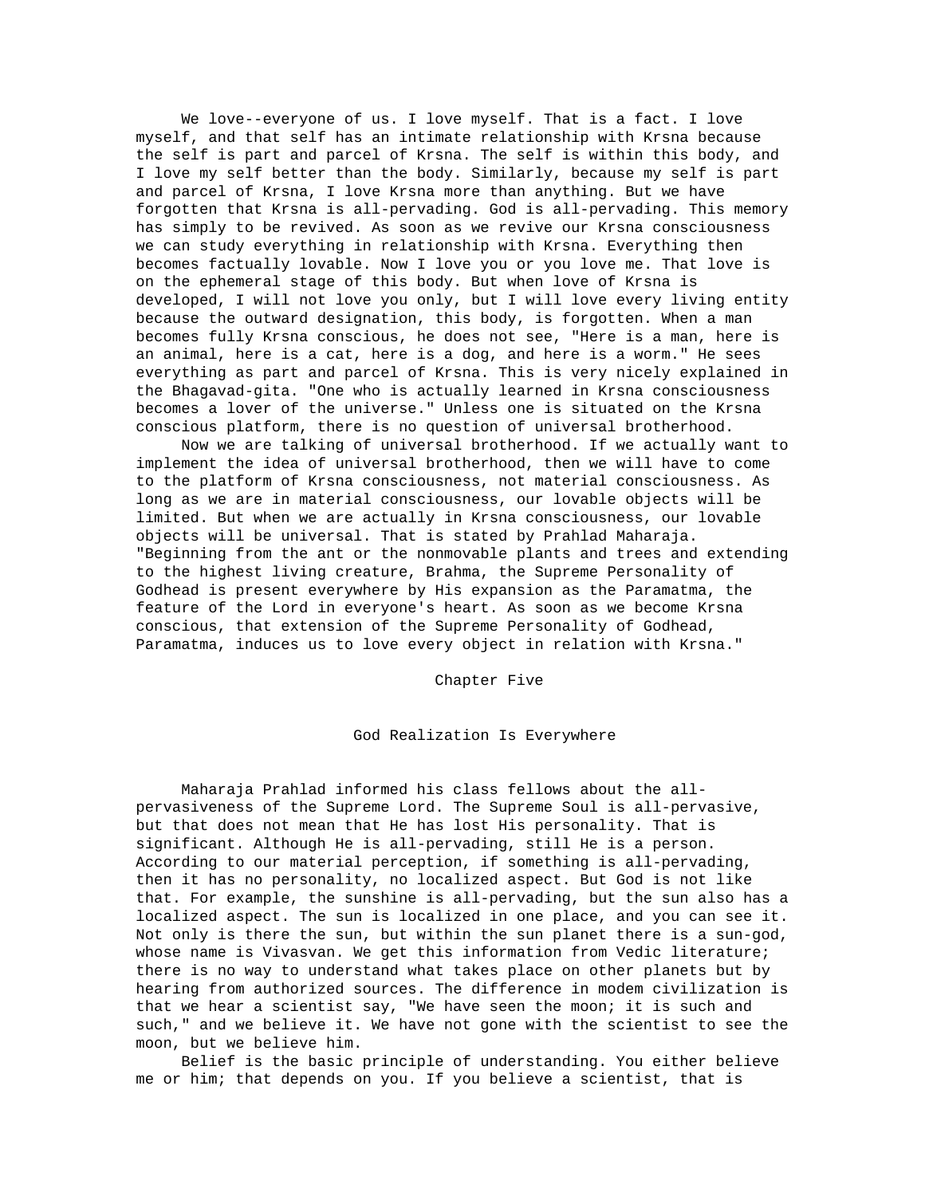We love--everyone of us. I love myself. That is a fact. I love myself, and that self has an intimate relationship with Krsna because the self is part and parcel of Krsna. The self is within this body, and I love my self better than the body. Similarly, because my self is part and parcel of Krsna, I love Krsna more than anything. But we have forgotten that Krsna is all-pervading. God is all-pervading. This memory has simply to be revived. As soon as we revive our Krsna consciousness we can study everything in relationship with Krsna. Everything then becomes factually lovable. Now I love you or you love me. That love is on the ephemeral stage of this body. But when love of Krsna is developed, I will not love you only, but I will love every living entity because the outward designation, this body, is forgotten. When a man becomes fully Krsna conscious, he does not see, "Here is a man, here is an animal, here is a cat, here is a dog, and here is a worm." He sees everything as part and parcel of Krsna. This is very nicely explained in the Bhagavad-gita. "One who is actually learned in Krsna consciousness becomes a lover of the universe." Unless one is situated on the Krsna conscious platform, there is no question of universal brotherhood.

Now we are talking of universal brotherhood. If we actually want to implement the idea of universal brotherhood, then we will have to come to the platform of Krsna consciousness, not material consciousness. As long as we are in material consciousness, our lovable objects will be limited. But when we are actually in Krsna consciousness, our lovable objects will be universal. That is stated by Prahlad Maharaja. "Beginning from the ant or the nonmovable plants and trees and extending to the highest living creature, Brahma, the Supreme Personality of Godhead is present everywhere by His expansion as the Paramatma, the feature of the Lord in everyone's heart. As soon as we become Krsna conscious, that extension of the Supreme Personality of Godhead, Paramatma, induces us to love every object in relation with Krsna."

## Chapter Five

## God Realization Is Everywhere

Maharaja Prahlad informed his class fellows about the all-pervasiveness of the Supreme Lord. The Supreme Soul is all-pervasive, but that does not mean that He has lost His personality. That is significant. Although He is all-pervading, still He is a person. According to our material perception, if something is all-pervading, then it has no personality, no localized aspect. But God is not like that. For example, the sunshine is all-pervading, but the sun also has a localized aspect. The sun is localized in one place, and you can see it. Not only is there the sun, but within the sun planet there is a sun-god, whose name is Vivasvan. We get this information from Vedic literature; there is no way to understand what takes place on other planets but by hearing from authorized sources. The difference in modem civilization is that we hear a scientist say, "We have seen the moon; it is such and such," and we believe it. We have not gone with the scientist to see the moon, but we believe him.

Belief is the basic principle of understanding. You either believe me or him; that depends on you. If you believe a scientist, that is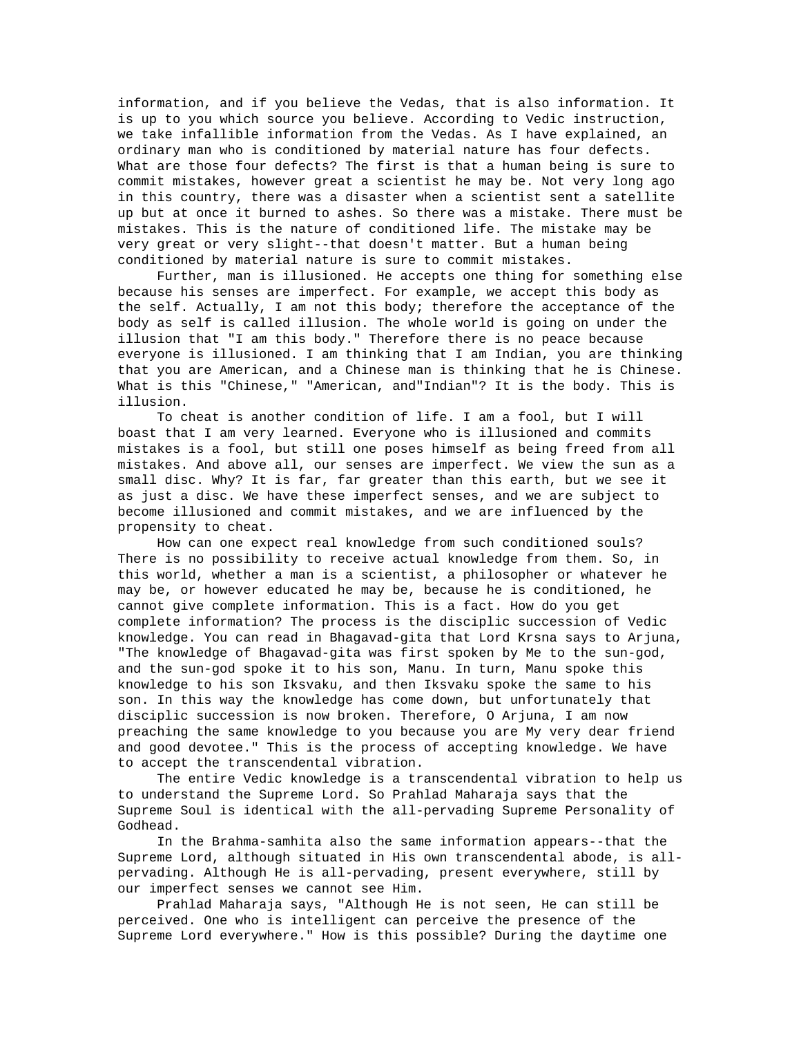information, and if you believe the Vedas, that is also information. It is up to you which source you believe. According to Vedic instruction, we take infallible information from the Vedas. As I have explained, an ordinary man who is conditioned by material nature has four defects. What are those four defects? The first is that a human being is sure to commit mistakes, however great a scientist he may be. Not very long ago in this country, there was a disaster when a scientist sent a satellite up but at once it burned to ashes. So there was a mistake. There must be mistakes. This is the nature of conditioned life. The mistake may be very great or very slight--that doesn't matter. But a human being conditioned by material nature is sure to commit mistakes.

Further, man is illusioned. He accepts one thing for something else because his senses are imperfect. For example, we accept this body as the self. Actually, I am not this body; therefore the acceptance of the body as self is called illusion. The whole world is going on under the illusion that "I am this body." Therefore there is no peace because everyone is illusioned. I am thinking that I am Indian, you are thinking that you are American, and a Chinese man is thinking that he is Chinese. What is this "Chinese," "American, and"Indian"? It is the body. This is illusion.

To cheat is another condition of life. I am a fool, but I will boast that I am very learned. Everyone who is illusioned and commits mistakes is a fool, but still one poses himself as being freed from all mistakes. And above all, our senses are imperfect. We view the sun as a small disc. Why? It is far, far greater than this earth, but we see it as just a disc. We have these imperfect senses, and we are subject to become illusioned and commit mistakes, and we are influenced by the propensity to cheat.

How can one expect real knowledge from such conditioned souls? There is no possibility to receive actual knowledge from them. So, in this world, whether a man is a scientist, a philosopher or whatever he may be, or however educated he may be, because he is conditioned, he cannot give complete information. This is a fact. How do you get complete information? The process is the disciplic succession of Vedic knowledge. You can read in Bhagavad-gita that Lord Krsna says to Arjuna, "The knowledge of Bhagavad-gita was first spoken by Me to the sun-god, and the sun-god spoke it to his son, Manu. In turn, Manu spoke this knowledge to his son Iksvaku, and then Iksvaku spoke the same to his son. In this way the knowledge has come down, but unfortunately that disciplic succession is now broken. Therefore, O Arjuna, I am now preaching the same knowledge to you because you are My very dear friend and good devotee." This is the process of accepting knowledge. We have to accept the transcendental vibration.

The entire Vedic knowledge is a transcendental vibration to help us to understand the Supreme Lord. So Prahlad Maharaja says that the Supreme Soul is identical with the all-pervading Supreme Personality of Godhead.

In the Brahma-samhita also the same information appears--that the Supreme Lord, although situated in His own transcendental abode, is all-pervading. Although He is all-pervading, present everywhere, still by our imperfect senses we cannot see Him.

Prahlad Maharaja says, "Although He is not seen, He can still be perceived. One who is intelligent can perceive the presence of the Supreme Lord everywhere." How is this possible? During the daytime one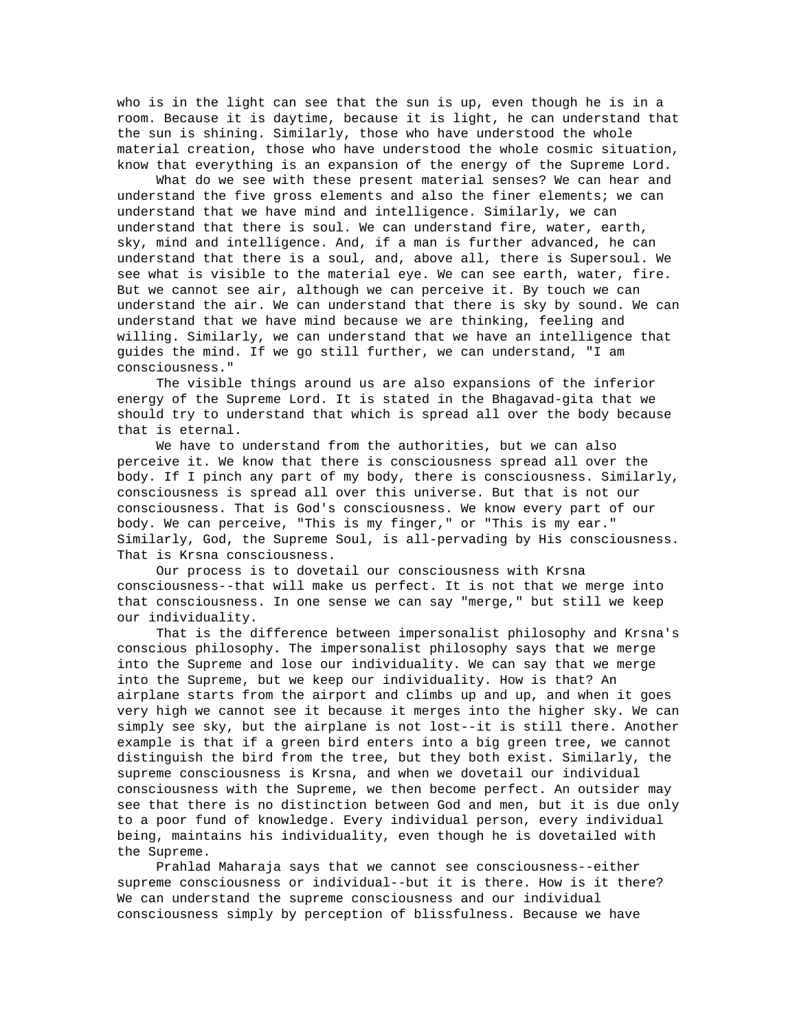who is in the light can see that the sun is up, even though he is in a room. Because it is daytime, because it is light, he can understand that the sun is shining. Similarly, those who have understood the whole material creation, those who have understood the whole cosmic situation, know that everything is an expansion of the energy of the Supreme Lord.

What do we see with these present material senses? We can hear and understand the five gross elements and also the finer elements; we can understand that we have mind and intelligence. Similarly, we can understand that there is soul. We can understand fire, water, earth, sky, mind and intelligence. And, if a man is further advanced, he can understand that there is a soul, and, above all, there is Supersoul. We see what is visible to the material eye. We can see earth, water, fire. But we cannot see air, although we can perceive it. By touch we can understand the air. We can understand that there is sky by sound. We can understand that we have mind because we are thinking, feeling and willing. Similarly, we can understand that we have an intelligence that guides the mind. If we go still further, we can understand, "I am consciousness."

The visible things around us are also expansions of the inferior energy of the Supreme Lord. It is stated in the Bhagavad-gita that we should try to understand that which is spread all over the body because that is eternal.

We have to understand from the authorities, but we can also perceive it. We know that there is consciousness spread all over the body. If I pinch any part of my body, there is consciousness. Similarly, consciousness is spread all over this universe. But that is not our consciousness. That is God's consciousness. We know every part of our body. We can perceive, "This is my finger," or "This is my ear." Similarly, God, the Supreme Soul, is all-pervading by His consciousness. That is Krsna consciousness.

Our process is to dovetail our consciousness with Krsna consciousness--that will make us perfect. It is not that we merge into that consciousness. In one sense we can say "merge," but still we keep our individuality.

That is the difference between impersonalist philosophy and Krsna's conscious philosophy. The impersonalist philosophy says that we merge into the Supreme and lose our individuality. We can say that we merge into the Supreme, but we keep our individuality. How is that? An airplane starts from the airport and climbs up and up, and when it goes very high we cannot see it because it merges into the higher sky. We can simply see sky, but the airplane is not lost--it is still there. Another example is that if a green bird enters into a big green tree, we cannot distinguish the bird from the tree, but they both exist. Similarly, the supreme consciousness is Krsna, and when we dovetail our individual consciousness with the Supreme, we then become perfect. An outsider may see that there is no distinction between God and men, but it is due only to a poor fund of knowledge. Every individual person, every individual being, maintains his individuality, even though he is dovetailed with the Supreme.

Prahlad Maharaja says that we cannot see consciousness--either supreme consciousness or individual--but it is there. How is it there? We can understand the supreme consciousness and our individual consciousness simply by perception of blissfulness. Because we have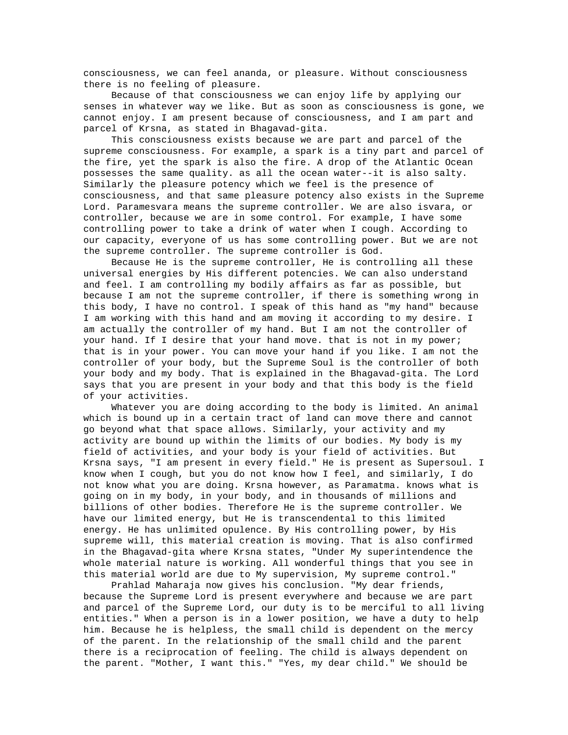consciousness, we can feel ananda, or pleasure. Without consciousness there is no feeling of pleasure.

Because of that consciousness we can enjoy life by applying our senses in whatever way we like. But as soon as consciousness is gone, we cannot enjoy. I am present because of consciousness, and I am part and parcel of Krsna, as stated in Bhagavad-gita.

This consciousness exists because we are part and parcel of the supreme consciousness. For example, a spark is a tiny part and parcel of the fire, yet the spark is also the fire. A drop of the Atlantic Ocean possesses the same quality. as all the ocean water--it is also salty. Similarly the pleasure potency which we feel is the presence of consciousness, and that same pleasure potency also exists in the Supreme Lord. Paramesvara means the supreme controller. We are also isvara, or controller, because we are in some control. For example, I have some controlling power to take a drink of water when I cough. According to our capacity, everyone of us has some controlling power. But we are not the supreme controller. The supreme controller is God.

Because He is the supreme controller, He is controlling all these universal energies by His different potencies. We can also understand and feel. I am controlling my bodily affairs as far as possible, but because I am not the supreme controller, if there is something wrong in this body, I have no control. I speak of this hand as "my hand" because I am working with this hand and am moving it according to my desire. I am actually the controller of my hand. But I am not the controller of your hand. If I desire that your hand move. that is not in my power; that is in your power. You can move your hand if you like. I am not the controller of your body, but the Supreme Soul is the controller of both your body and my body. That is explained in the Bhagavad-gita. The Lord says that you are present in your body and that this body is the field of your activities.

Whatever you are doing according to the body is limited. An animal which is bound up in a certain tract of land can move there and cannot go beyond what that space allows. Similarly, your activity and my activity are bound up within the limits of our bodies. My body is my field of activities, and your body is your field of activities. But Krsna says, "I am present in every field." He is present as Supersoul. I know when I cough, but you do not know how I feel, and similarly, I do not know what you are doing. Krsna however, as Paramatma. knows what is going on in my body, in your body, and in thousands of millions and billions of other bodies. Therefore He is the supreme controller. We have our limited energy, but He is transcendental to this limited energy. He has unlimited opulence. By His controlling power, by His supreme will, this material creation is moving. That is also confirmed in the Bhagavad-gita where Krsna states, "Under My superintendence the whole material nature is working. All wonderful things that you see in this material world are due to My supervision, My supreme control."

Prahlad Maharaja now gives his conclusion. "My dear friends, because the Supreme Lord is present everywhere and because we are part and parcel of the Supreme Lord, our duty is to be merciful to all living entities." When a person is in a lower position, we have a duty to help him. Because he is helpless, the small child is dependent on the mercy of the parent. In the relationship of the small child and the parent there is a reciprocation of feeling. The child is always dependent on the parent. "Mother, I want this." "Yes, my dear child." We should be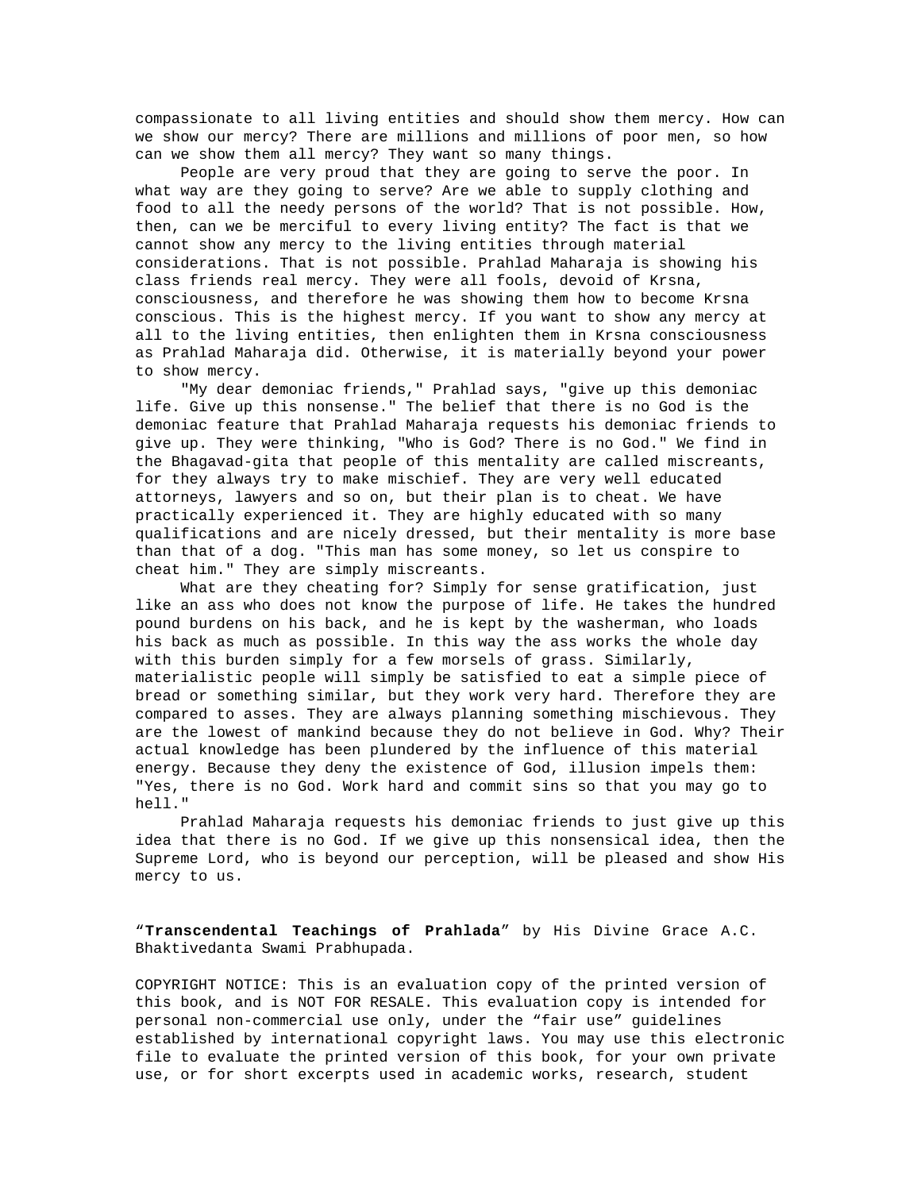compassionate to all living entities and should show them mercy. How can we show our mercy? There are millions and millions of poor men, so how can we show them all mercy? They want so many things.

People are very proud that they are going to serve the poor. In what way are they going to serve? Are we able to supply clothing and food to all the needy persons of the world? That is not possible. How, then, can we be merciful to every living entity? The fact is that we cannot show any mercy to the living entities through material considerations. That is not possible. Prahlad Maharaja is showing his class friends real mercy. They were all fools, devoid of Krsna, consciousness, and therefore he was showing them how to become Krsna conscious. This is the highest mercy. If you want to show any mercy at all to the living entities, then enlighten them in Krsna consciousness as Prahlad Maharaja did. Otherwise, it is materially beyond your power to show mercy.

"My dear demoniac friends," Prahlad says, "give up this demoniac life. Give up this nonsense." The belief that there is no God is the demoniac feature that Prahlad Maharaja requests his demoniac friends to give up. They were thinking, "Who is God? There is no God." We find in the Bhagavad-gita that people of this mentality are called miscreants, for they always try to make mischief. They are very well educated attorneys, lawyers and so on, but their plan is to cheat. We have practically experienced it. They are highly educated with so many qualifications and are nicely dressed, but their mentality is more base than that of a dog. "This man has some money, so let us conspire to cheat him." They are simply miscreants.

What are they cheating for? Simply for sense gratification, just like an ass who does not know the purpose of life. He takes the hundred pound burdens on his back, and he is kept by the washerman, who loads his back as much as possible. In this way the ass works the whole day with this burden simply for a few morsels of grass. Similarly, materialistic people will simply be satisfied to eat a simple piece of bread or something similar, but they work very hard. Therefore they are compared to asses. They are always planning something mischievous. They are the lowest of mankind because they do not believe in God. Why? Their actual knowledge has been plundered by the influence of this material energy. Because they deny the existence of God, illusion impels them: "Yes, there is no God. Work hard and commit sins so that you may go to hell."

Prahlad Maharaja requests his demoniac friends to just give up this idea that there is no God. If we give up this nonsensical idea, then the Supreme Lord, who is beyond our perception, will be pleased and show His mercy to us.

"**Transcendental Teachings of Prahlada**" by His Divine Grace A.C. Bhaktivedanta Swami Prabhupada.

COPYRIGHT NOTICE: This is an evaluation copy of the printed version of this book, and is NOT FOR RESALE. This evaluation copy is intended for personal non-commercial use only, under the "fair use" guidelines established by international copyright laws. You may use this electronic file to evaluate the printed version of this book, for your own private use, or for short excerpts used in academic works, research, student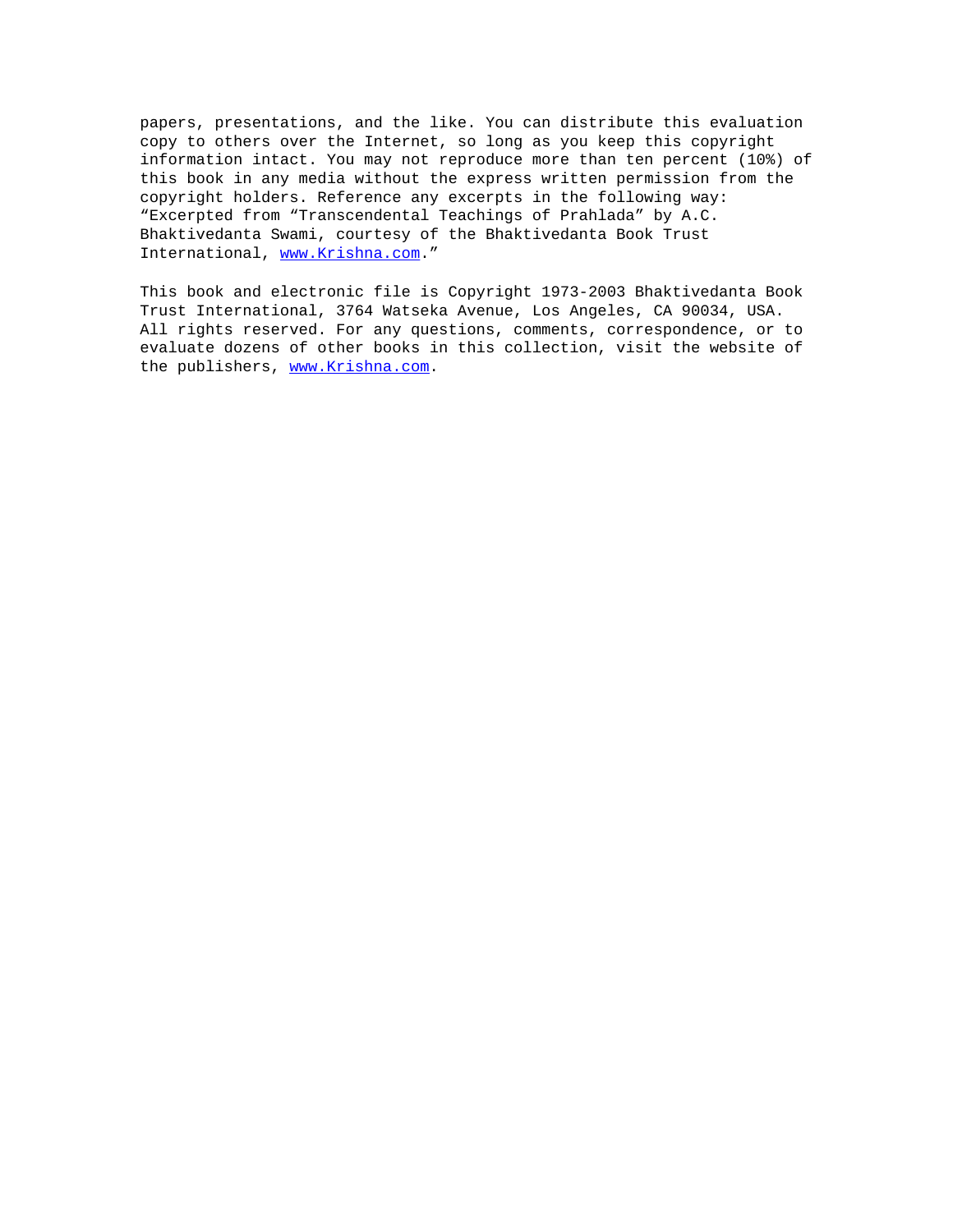papers, presentations, and the like. You can distribute this evaluation copy to others over the Internet, so long as you keep this copyright information intact. You may not reproduce more than ten percent (10%) of this book in any media without the express written permission from the copyright holders. Reference any excerpts in the following way: "Excerpted from "Transcendental Teachings of Prahlada" by A.C. Bhaktivedanta Swami, courtesy of the Bhaktivedanta Book Trust International, [www.Krishna.com](http://www.Krishna.com)."

This book and electronic file is Copyright 1973-2003 Bhaktivedanta Book Trust International, 3764 Watseka Avenue, Los Angeles, CA 90034, USA. All rights reserved. For any questions, comments, correspondence, or to evaluate dozens of other books in this collection, visit the website of the publishers, [www.Krishna.com](http://www.Krishna.com).